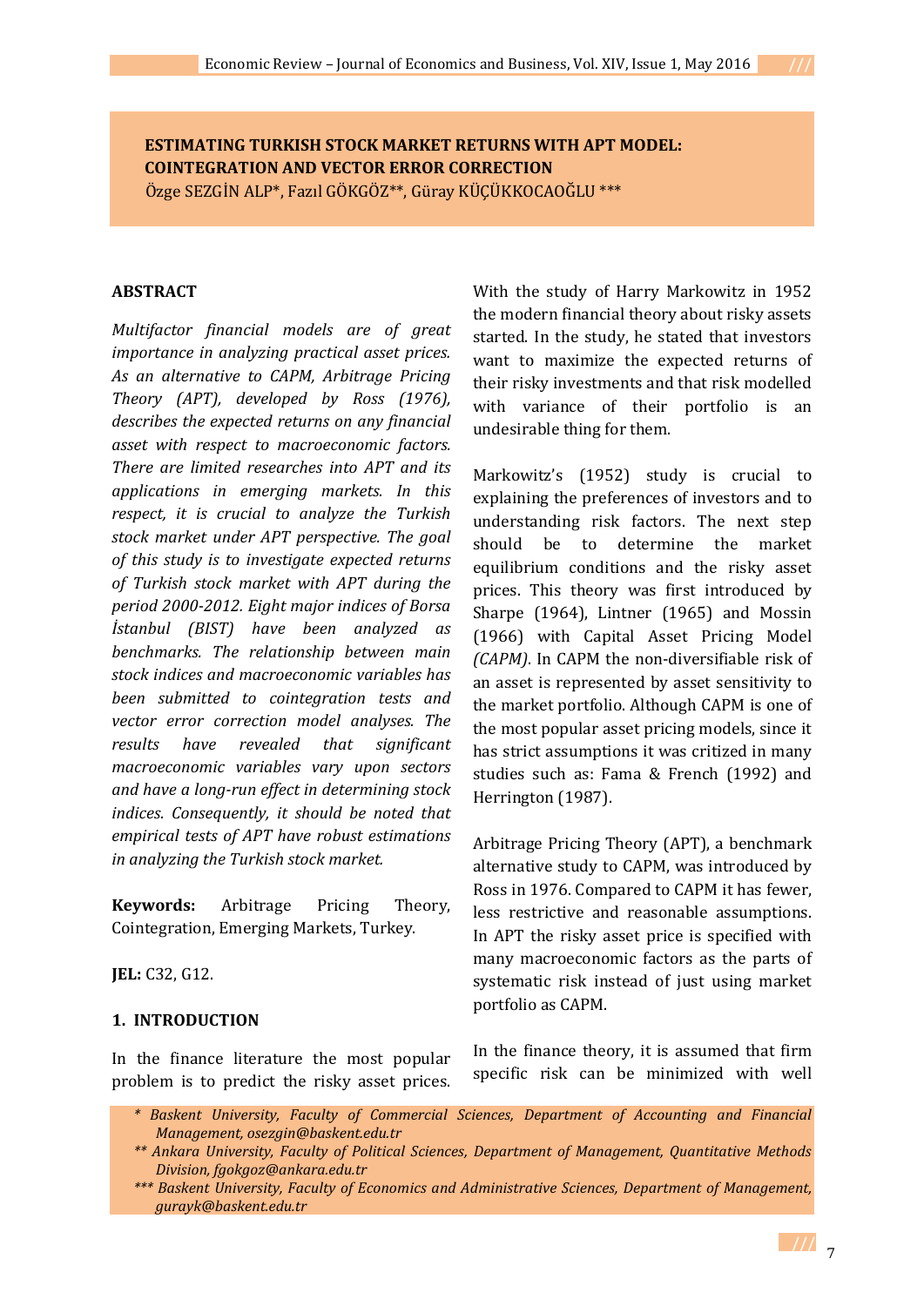# ESTIMATING TURKISH STOCK MARKET RETURNS WITH APT MODEL: COINTEGRATION AND VECTOR ERROR CORRECTION

Özge SEZGİN ALP*, Fazıl GÖKGÖZ**, Güray KÜÇÜKKOCAOĞLU ***

## ABSTRACT

*Multifactor financial models are of great importance in analyzing practical asset prices. As an alternative to CAPM, Arbitrage Pricing Theory (APT), developed by Ross (1976), describes the expected returns on any financial asset with respect to macroeconomic factors. There are limited researches into APT and its applications in emerging markets. In this respect, it is crucial to analyze the Turkish stock market under APT perspective. The goal of this study is to investigate expected returns of Turkish stock market with APT during the period 2000-2012. Eight major indices of Borsa İstanbul (BIST) have been analyzed as benchmarks. The relationship between main stock indices and macroeconomic variables has been submitted to cointegration tests and vector error correction model analyses. The results have revealed that significant macroeconomic variables vary upon sectors and have a long-run effect in determining stock indices. Consequently, it should be noted that empirical tests of APT have robust estimations in analyzing the Turkish stock market.*

**Keywords:** Arbitrage Pricing Theory, Cointegration, Emerging Markets, Turkey.

**JEL:** C32, G12.

## 1. INTRODUCTION

In the finance literature the most popular problem is to predict the risky asset prices. With the study of Harry Markowitz in 1952 the modern financial theory about risky assets started. In the study, he stated that investors want to maximize the expected returns of their risky investments and that risk modelled with variance of their portfolio is an undesirable thing for them.

Markowitz's (1952) study is crucial to explaining the preferences of investors and to understanding risk factors. The next step should be to determine the market equilibrium conditions and the risky asset prices. This theory was first introduced by Sharpe (1964), Lintner (1965) and Mossin (1966) with Capital Asset Pricing Model *(CAPM)*. In CAPM the non-diversifiable risk of an asset is represented by asset sensitivity to the market portfolio. Although CAPM is one of the most popular asset pricing models, since it has strict assumptions it was critized in many studies such as: Fama & French (1992) and Herrington (1987).

Arbitrage Pricing Theory (APT), a benchmark alternative study to CAPM, was introduced by Ross in 1976. Compared to CAPM it has fewer, less restrictive and reasonable assumptions. In APT the risky asset price is specified with many macroeconomic factors as the parts of systematic risk instead of just using market portfolio as CAPM.

In the finance theory, it is assumed that firm specific risk can be minimized with well

---

*\* Baskent University, Faculty of Commercial Sciences, Department of Accounting and Financial Management, osezgin@baskent.edu.tr*

*\*\* Ankara University, Faculty of Political Sciences, Department of Management, Quantitative Methods Division, fgokgoz@ankara.edu.tr*

*\*\*\* Baskent University, Faculty of Economics and Administrative Sciences, Department of Management, gurayk@baskent.edu.tr*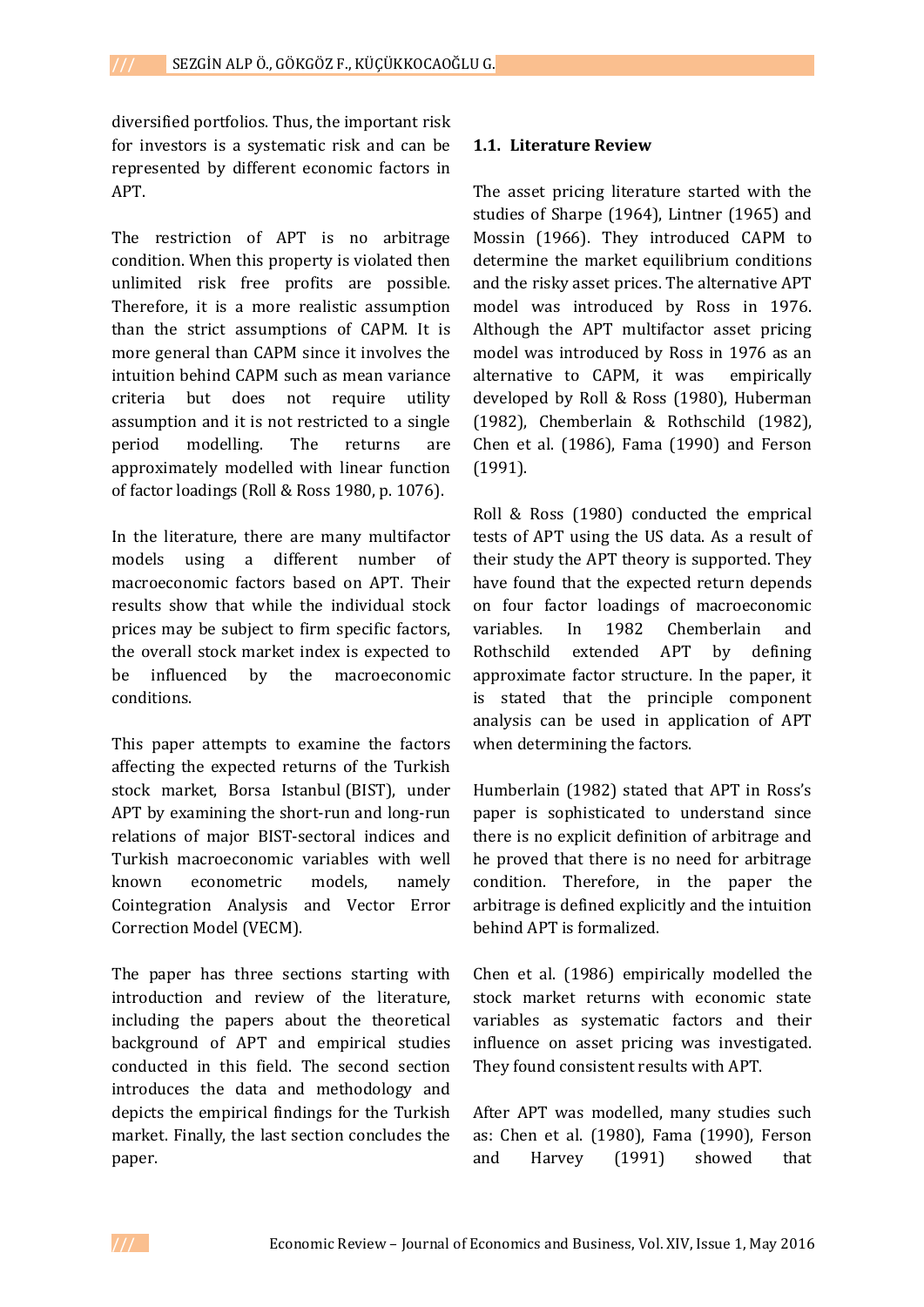diversified portfolios. Thus, the important risk for investors is a systematic risk and can be represented by different economic factors in APT.

The restriction of APT is no arbitrage condition. When this property is violated then unlimited risk free profits are possible. Therefore, it is a more realistic assumption than the strict assumptions of CAPM. It is more general than CAPM since it involves the intuition behind CAPM such as mean variance criteria but does not require utility assumption and it is not restricted to a single period modelling. The returns are approximately modelled with linear function of factor loadings (Roll & Ross 1980, p. 1076).

In the literature, there are many multifactor models using a different number of macroeconomic factors based on APT. Their results show that while the individual stock prices may be subject to firm specific factors, the overall stock market index is expected to be influenced by the macroeconomic conditions.

This paper attempts to examine the factors affecting the expected returns of the Turkish stock market, Borsa Istanbul (BIST), under APT by examining the short-run and long-run relations of major BIST-sectoral indices and Turkish macroeconomic variables with well known econometric models, namely Cointegration Analysis and Vector Error Correction Model (VECM).

The paper has three sections starting with introduction and review of the literature, including the papers about the theoretical background of APT and empirical studies conducted in this field. The second section introduces the data and methodology and depicts the empirical findings for the Turkish market. Finally, the last section concludes the paper.

## 1.1. Literature Review

The asset pricing literature started with the studies of Sharpe (1964), Lintner (1965) and Mossin (1966). They introduced CAPM to determine the market equilibrium conditions and the risky asset prices. The alternative APT model was introduced by Ross in 1976. Although the APT multifactor asset pricing model was introduced by Ross in 1976 as an alternative to CAPM, it was empirically developed by Roll & Ross (1980), Huberman (1982), Chemberlain & Rothschild (1982), Chen et al. (1986), Fama (1990) and Ferson (1991).

Roll & Ross (1980) conducted the emprical tests of APT using the US data. As a result of their study the APT theory is supported. They have found that the expected return depends on four factor loadings of macroeconomic variables. In 1982 Chemberlain and Rothschild extended APT by defining approximate factor structure. In the paper, it is stated that the principle component analysis can be used in application of APT when determining the factors.

Humberlain (1982) stated that APT in Ross's paper is sophisticated to understand since there is no explicit definition of arbitrage and he proved that there is no need for arbitrage condition. Therefore, in the paper the arbitrage is defined explicitly and the intuition behind APT is formalized.

Chen et al. (1986) empirically modelled the stock market returns with economic state variables as systematic factors and their influence on asset pricing was investigated. They found consistent results with APT.

After APT was modelled, many studies such as: Chen et al. (1980), Fama (1990), Ferson and Harvey (1991) showed that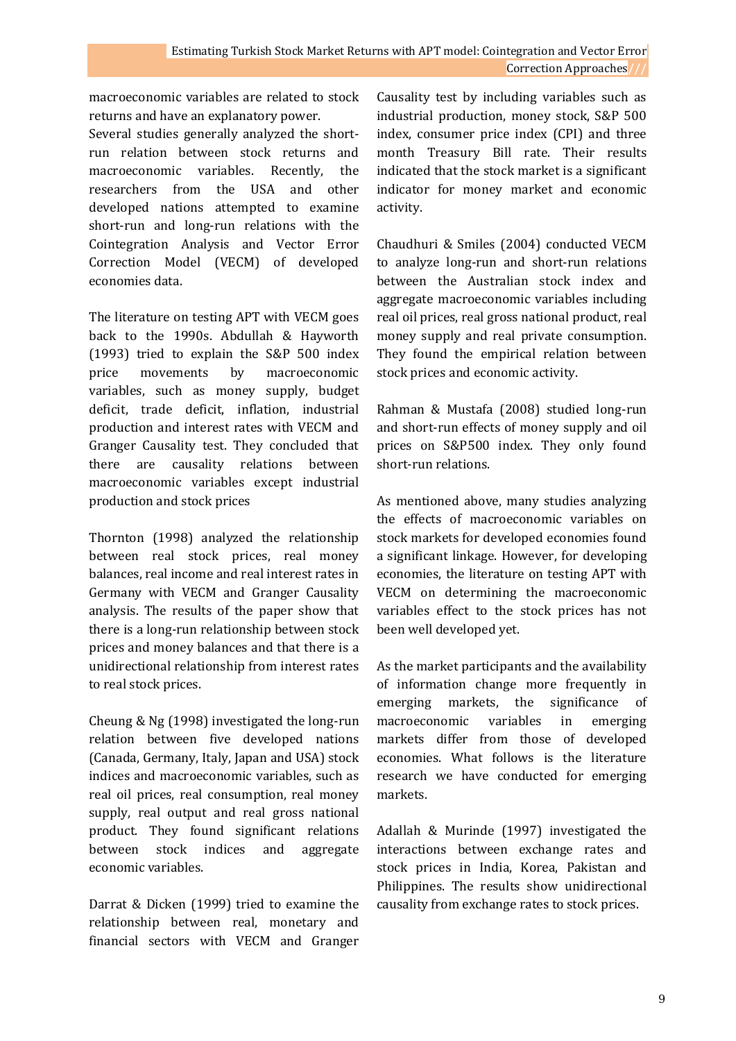macroeconomic variables are related to stock returns and have an explanatory power.

Several studies generally analyzed the short-run relation between stock returns and macroeconomic variables. Recently, the researchers from the USA and other developed nations attempted to examine short-run and long-run relations with the Cointegration Analysis and Vector Error Correction Model (VECM) of developed economies data.

The literature on testing APT with VECM goes back to the 1990s. Abdullah & Hayworth (1993) tried to explain the S&P 500 index price movements by macroeconomic variables, such as money supply, budget deficit, trade deficit, inflation, industrial production and interest rates with VECM and Granger Causality test. They concluded that there are causality relations between macroeconomic variables except industrial production and stock prices

Thornton (1998) analyzed the relationship between real stock prices, real money balances, real income and real interest rates in Germany with VECM and Granger Causality analysis. The results of the paper show that there is a long-run relationship between stock prices and money balances and that there is a unidirectional relationship from interest rates to real stock prices.

Cheung & Ng (1998) investigated the long-run relation between five developed nations (Canada, Germany, Italy, Japan and USA) stock indices and macroeconomic variables, such as real oil prices, real consumption, real money supply, real output and real gross national product. They found significant relations between stock indices and aggregate economic variables.

Darrat & Dicken (1999) tried to examine the relationship between real, monetary and financial sectors with VECM and Granger Causality test by including variables such as industrial production, money stock, S&P 500 index, consumer price index (CPI) and three month Treasury Bill rate. Their results indicated that the stock market is a significant indicator for money market and economic activity.

Chaudhuri & Smiles (2004) conducted VECM to analyze long-run and short-run relations between the Australian stock index and aggregate macroeconomic variables including real oil prices, real gross national product, real money supply and real private consumption. They found the empirical relation between stock prices and economic activity.

Rahman & Mustafa (2008) studied long-run and short-run effects of money supply and oil prices on S&P500 index. They only found short-run relations.

As mentioned above, many studies analyzing the effects of macroeconomic variables on stock markets for developed economies found a significant linkage. However, for developing economies, the literature on testing APT with VECM on determining the macroeconomic variables effect to the stock prices has not been well developed yet.

As the market participants and the availability of information change more frequently in emerging markets, the significance of macroeconomic variables in emerging markets differ from those of developed economies. What follows is the literature research we have conducted for emerging markets.

Adallah & Murinde (1997) investigated the interactions between exchange rates and stock prices in India, Korea, Pakistan and Philippines. The results show unidirectional causality from exchange rates to stock prices.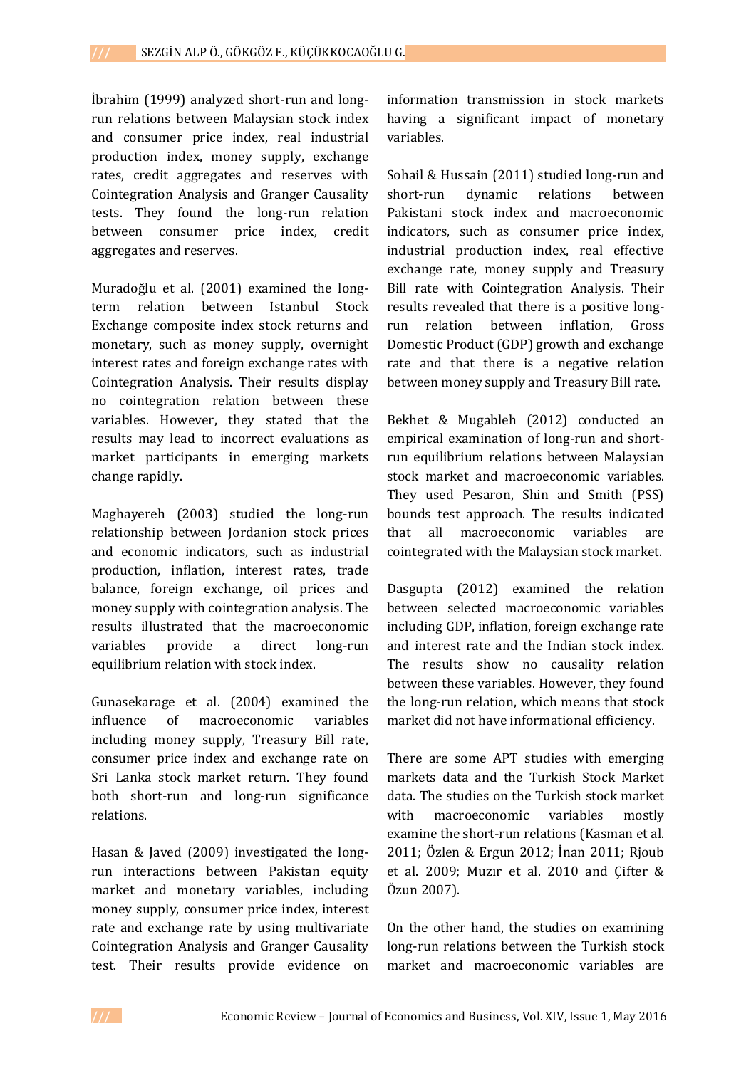İbrahim (1999) analyzed short-run and long-run relations between Malaysian stock index and consumer price index, real industrial production index, money supply, exchange rates, credit aggregates and reserves with Cointegration Analysis and Granger Causality tests. They found the long-run relation between consumer price index, credit aggregates and reserves.

Muradoğlu et al. (2001) examined the long-term relation between Istanbul Stock Exchange composite index stock returns and monetary, such as money supply, overnight interest rates and foreign exchange rates with Cointegration Analysis. Their results display no cointegration relation between these variables. However, they stated that the results may lead to incorrect evaluations as market participants in emerging markets change rapidly.

Maghayereh (2003) studied the long-run relationship between Jordanion stock prices and economic indicators, such as industrial production, inflation, interest rates, trade balance, foreign exchange, oil prices and money supply with cointegration analysis. The results illustrated that the macroeconomic variables provide a direct long-run equilibrium relation with stock index.

Gunasekarage et al. (2004) examined the influence of macroeconomic variables including money supply, Treasury Bill rate, consumer price index and exchange rate on Sri Lanka stock market return. They found both short-run and long-run significance relations.

Hasan & Javed (2009) investigated the long-run interactions between Pakistan equity market and monetary variables, including money supply, consumer price index, interest rate and exchange rate by using multivariate Cointegration Analysis and Granger Causality test. Their results provide evidence on information transmission in stock markets having a significant impact of monetary variables.

Sohail & Hussain (2011) studied long-run and short-run dynamic relations between Pakistani stock index and macroeconomic indicators, such as consumer price index, industrial production index, real effective exchange rate, money supply and Treasury Bill rate with Cointegration Analysis. Their results revealed that there is a positive long-run relation between inflation, Gross Domestic Product (GDP) growth and exchange rate and that there is a negative relation between money supply and Treasury Bill rate.

Bekhet & Mugableh (2012) conducted an empirical examination of long-run and short-run equilibrium relations between Malaysian stock market and macroeconomic variables. They used Pesaron, Shin and Smith (PSS) bounds test approach. The results indicated that all macroeconomic variables are cointegrated with the Malaysian stock market.

Dasgupta (2012) examined the relation between selected macroeconomic variables including GDP, inflation, foreign exchange rate and interest rate and the Indian stock index. The results show no causality relation between these variables. However, they found the long-run relation, which means that stock market did not have informational efficiency.

There are some APT studies with emerging markets data and the Turkish Stock Market data. The studies on the Turkish stock market with macroeconomic variables mostly examine the short-run relations (Kasman et al. 2011; Özlen & Ergun 2012; İnan 2011; Rjoub et al. 2009; Muzır et al. 2010 and Çifter & Özun 2007).

On the other hand, the studies on examining long-run relations between the Turkish stock market and macroeconomic variables are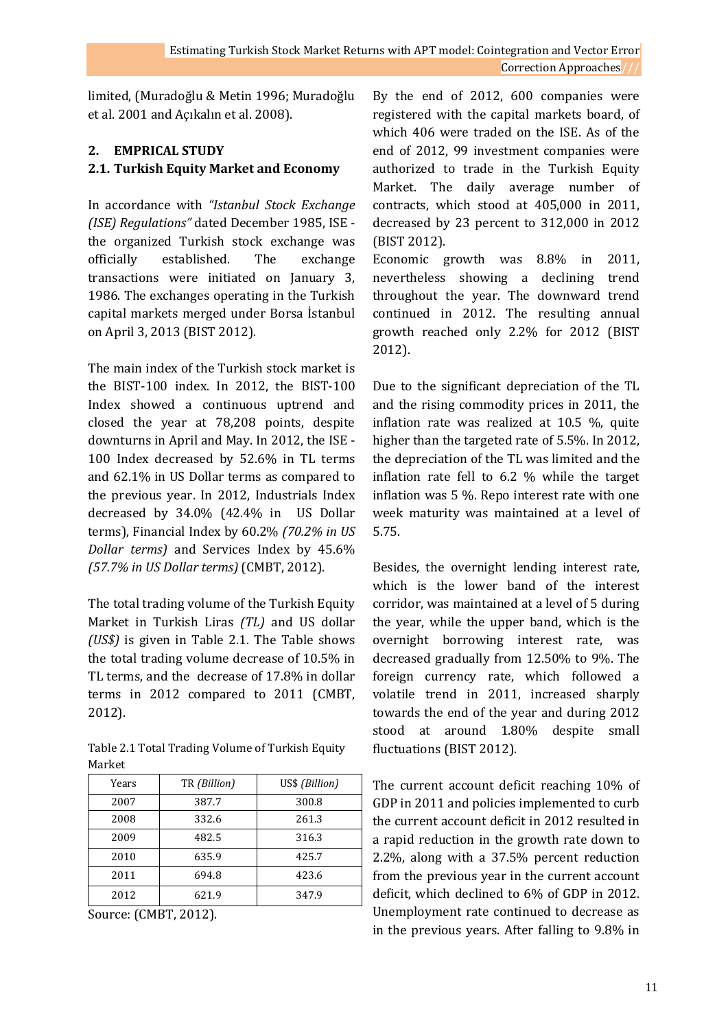limited, (Muradoğlu & Metin 1996; Muradoğlu et al. 2001 and Açıkalın et al. 2008).

## 2. EMPRICAL STUDY

### 2.1. Turkish Equity Market and Economy

In accordance with *"Istanbul Stock Exchange (ISE) Regulations"* dated December 1985, ISE - the organized Turkish stock exchange was officially established. The exchange transactions were initiated on January 3, 1986. The exchanges operating in the Turkish capital markets merged under Borsa İstanbul on April 3, 2013 (BIST 2012).

The main index of the Turkish stock market is the BIST-100 index. In 2012, the BIST-100 Index showed a continuous uptrend and closed the year at 78,208 points, despite downturns in April and May. In 2012, the ISE - 100 Index decreased by 52.6% in TL terms and 62.1% in US Dollar terms as compared to the previous year. In 2012, Industrials Index decreased by 34.0% (42.4% in US Dollar terms), Financial Index by 60.2% *(70.2% in US Dollar terms)* and Services Index by 45.6% *(57.7% in US Dollar terms)* (CMBT, 2012).

The total trading volume of the Turkish Equity Market in Turkish Liras *(TL)* and US dollar *(US$)* is given in Table 2.1. The Table shows the total trading volume decrease of 10.5% in TL terms, and the decrease of 17.8% in dollar terms in 2012 compared to 2011 (CMBT, 2012).

Table 2.1 Total Trading Volume of Turkish Equity Market

| Years | TR *(Billion)* | US$ *(Billion)* |
|---|---|---|
| 2007 | 387.7 | 300.8 |
| 2008 | 332.6 | 261.3 |
| 2009 | 482.5 | 316.3 |
| 2010 | 635.9 | 425.7 |
| 2011 | 694.8 | 423.6 |
| 2012 | 621.9 | 347.9 |

Source: (CMBT, 2012).

By the end of 2012, 600 companies were registered with the capital markets board, of which 406 were traded on the ISE. As of the end of 2012, 99 investment companies were authorized to trade in the Turkish Equity Market. The daily average number of contracts, which stood at 405,000 in 2011, decreased by 23 percent to 312,000 in 2012 (BIST 2012).

Economic growth was 8.8% in 2011, nevertheless showing a declining trend throughout the year. The downward trend continued in 2012. The resulting annual growth reached only 2.2% for 2012 (BIST 2012).

Due to the significant depreciation of the TL and the rising commodity prices in 2011, the inflation rate was realized at 10.5 %, quite higher than the targeted rate of 5.5%. In 2012, the depreciation of the TL was limited and the inflation rate fell to 6.2 % while the target inflation was 5 %. Repo interest rate with one week maturity was maintained at a level of 5.75.

Besides, the overnight lending interest rate, which is the lower band of the interest corridor, was maintained at a level of 5 during the year, while the upper band, which is the overnight borrowing interest rate, was decreased gradually from 12.50% to 9%. The foreign currency rate, which followed a volatile trend in 2011, increased sharply towards the end of the year and during 2012 stood at around 1.80% despite small fluctuations (BIST 2012).

The current account deficit reaching 10% of GDP in 2011 and policies implemented to curb the current account deficit in 2012 resulted in a rapid reduction in the growth rate down to 2.2%, along with a 37.5% percent reduction from the previous year in the current account deficit, which declined to 6% of GDP in 2012. Unemployment rate continued to decrease as in the previous years. After falling to 9.8% in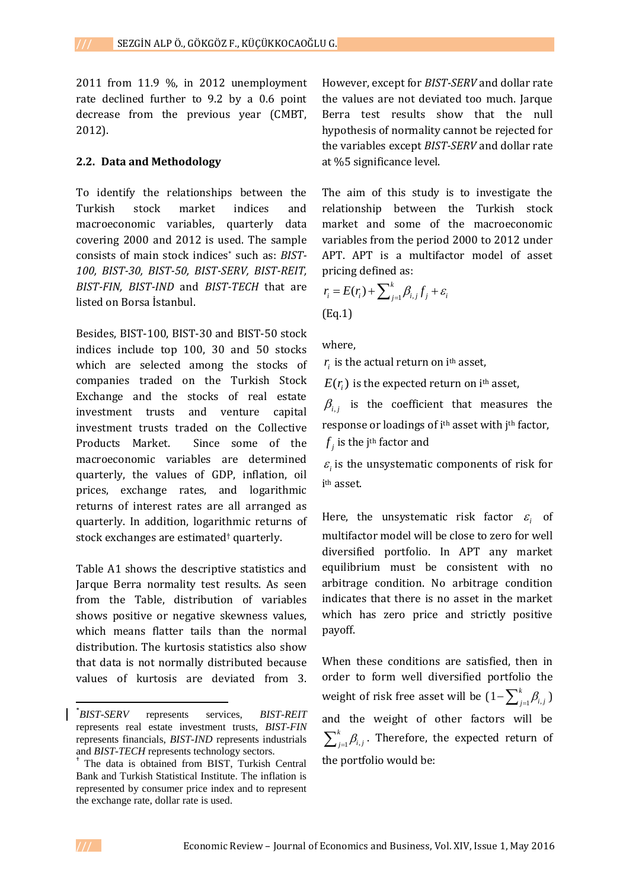2011 from 11.9 %, in 2012 unemployment rate declined further to 9.2 by a 0.6 point decrease from the previous year (CMBT, 2012).

## 2.2. Data and Methodology

To identify the relationships between the Turkish stock market indices and macroeconomic variables, quarterly data covering 2000 and 2012 is used. The sample consists of main stock indices* such as: *BIST-100, BIST-30, BIST-50, BIST-SERV, BIST-REIT, BIST-FIN, BIST-IND* and *BIST-TECH* that are listed on Borsa İstanbul.

Besides, BIST-100, BIST-30 and BIST-50 stock indices include top 100, 30 and 50 stocks which are selected among the stocks of companies traded on the Turkish Stock Exchange and the stocks of real estate investment trusts and venture capital investment trusts traded on the Collective Products Market. Since some of the macroeconomic variables are determined quarterly, the values of GDP, inflation, oil prices, exchange rates, and logarithmic returns of interest rates are all arranged as quarterly. In addition, logarithmic returns of stock exchanges are estimated† quarterly.

Table A1 shows the descriptive statistics and Jarque Berra normality test results. As seen from the Table, distribution of variables shows positive or negative skewness values, which means flatter tails than the normal distribution. The kurtosis statistics also show that data is not normally distributed because values of kurtosis are deviated from 3. However, except for *BIST-SERV* and dollar rate the values are not deviated too much. Jarque Berra test results show that the null hypothesis of normality cannot be rejected for the variables except *BIST-SERV* and dollar rate at %5 significance level.

The aim of this study is to investigate the relationship between the Turkish stock market and some of the macroeconomic variables from the period 2000 to 2012 under APT. APT is a multifactor model of asset pricing defined as:

$$r_i = E(r_i) + \sum_{j=1}^{k} \beta_{i,j} f_j + \varepsilon_i$$

(Eq.1)

where,

$r_i$ is the actual return on $i^{th}$ asset,

$E(r_i)$ is the expected return on $i^{th}$ asset,

$\beta_{i,j}$ is the coefficient that measures the response or loadings of $i^{th}$ asset with $j^{th}$ factor,

$f_j$ is the $j^{th}$ factor and

$\varepsilon_i$ is the unsystematic components of risk for $i^{th}$ asset.

Here, the unsystematic risk factor $\varepsilon_i$ of multifactor model will be close to zero for well diversified portfolio. In APT any market equilibrium must be consistent with no arbitrage condition. No arbitrage condition indicates that there is no asset in the market which has zero price and strictly positive payoff.

When these conditions are satisfied, then in order to form well diversified portfolio the weight of risk free asset will be $(1-\sum_{j=1}^{k}\beta_{i,j})$ and the weight of other factors will be $\sum_{j=1}^{k}\beta_{i,j}$. Therefore, the expected return of the portfolio would be:

---

[*] *BIST-SERV* represents services, *BIST-REIT* represents real estate investment trusts, *BIST-FIN* represents financials, *BIST-IND* represents industrials and *BIST-TECH* represents technology sectors.

[†] The data is obtained from BIST, Turkish Central Bank and Turkish Statistical Institute. The inflation is represented by consumer price index and to represent the exchange rate, dollar rate is used.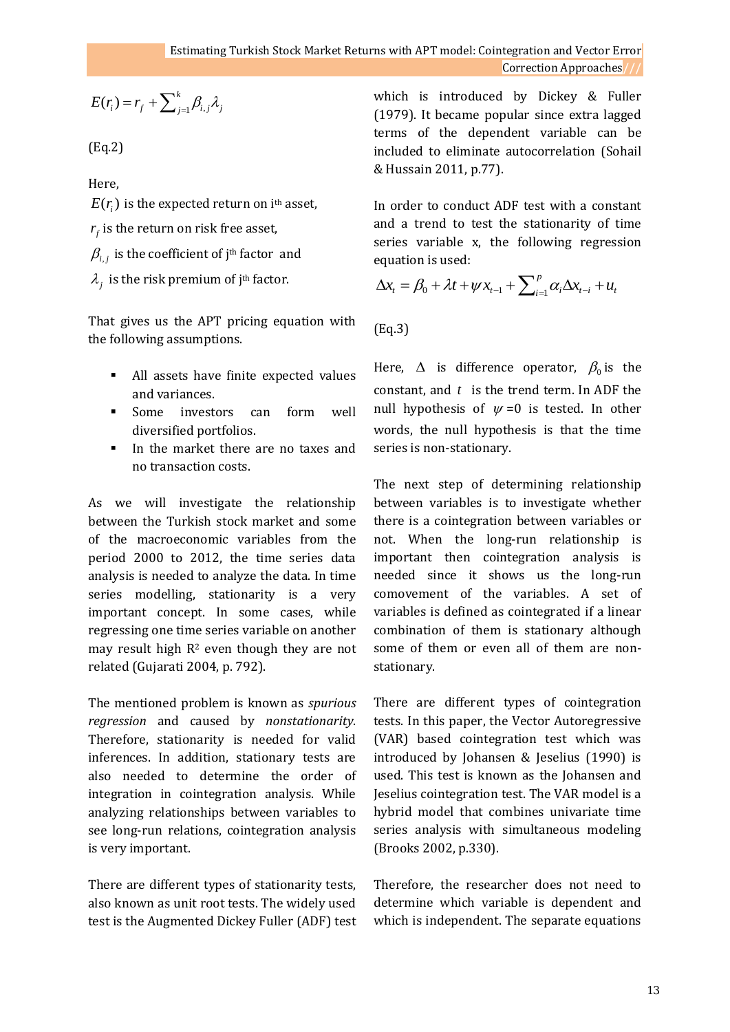$$E(r_i) = r_f + \sum_{j=1}^{k} \beta_{i,j} \lambda_j$$

(Eq.2)

Here,

$E(r_i)$ is the expected return on i[th] asset,

$r_f$ is the return on risk free asset,

$\beta_{i,j}$ is the coefficient of j[th] factor and

$\lambda_j$ is the risk premium of j[th] factor.

That gives us the APT pricing equation with the following assumptions.

- All assets have finite expected values and variances.
- Some investors can form well diversified portfolios.
- In the market there are no taxes and no transaction costs.

As we will investigate the relationship between the Turkish stock market and some of the macroeconomic variables from the period 2000 to 2012, the time series data analysis is needed to analyze the data. In time series modelling, stationarity is a very important concept. In some cases, while regressing one time series variable on another may result high $R^2$ even though they are not related (Gujarati 2004, p. 792).

The mentioned problem is known as *spurious regression* and caused by *nonstationarity*. Therefore, stationarity is needed for valid inferences. In addition, stationary tests are also needed to determine the order of integration in cointegration analysis. While analyzing relationships between variables to see long-run relations, cointegration analysis is very important.

There are different types of stationarity tests, also known as unit root tests. The widely used test is the Augmented Dickey Fuller (ADF) test which is introduced by Dickey & Fuller (1979). It became popular since extra lagged terms of the dependent variable can be included to eliminate autocorrelation (Sohail & Hussain 2011, p.77).

In order to conduct ADF test with a constant and a trend to test the stationarity of time series variable x, the following regression equation is used:

$$\Delta x_t = \beta_0 + \lambda t + \psi x_{t-1} + \sum_{i=1}^{p} \alpha_i \Delta x_{t-i} + u_t$$

(Eq.3)

Here, $\Delta$ is difference operator, $\beta_0$ is the constant, and $t$ is the trend term. In ADF the null hypothesis of $\psi = 0$ is tested. In other words, the null hypothesis is that the time series is non-stationary.

The next step of determining relationship between variables is to investigate whether there is a cointegration between variables or not. When the long-run relationship is important then cointegration analysis is needed since it shows us the long-run comovement of the variables. A set of variables is defined as cointegrated if a linear combination of them is stationary although some of them or even all of them are non-stationary.

There are different types of cointegration tests. In this paper, the Vector Autoregressive (VAR) based cointegration test which was introduced by Johansen & Jeselius (1990) is used. This test is known as the Johansen and Jeselius cointegration test. The VAR model is a hybrid model that combines univariate time series analysis with simultaneous modeling (Brooks 2002, p.330).

Therefore, the researcher does not need to determine which variable is dependent and which is independent. The separate equations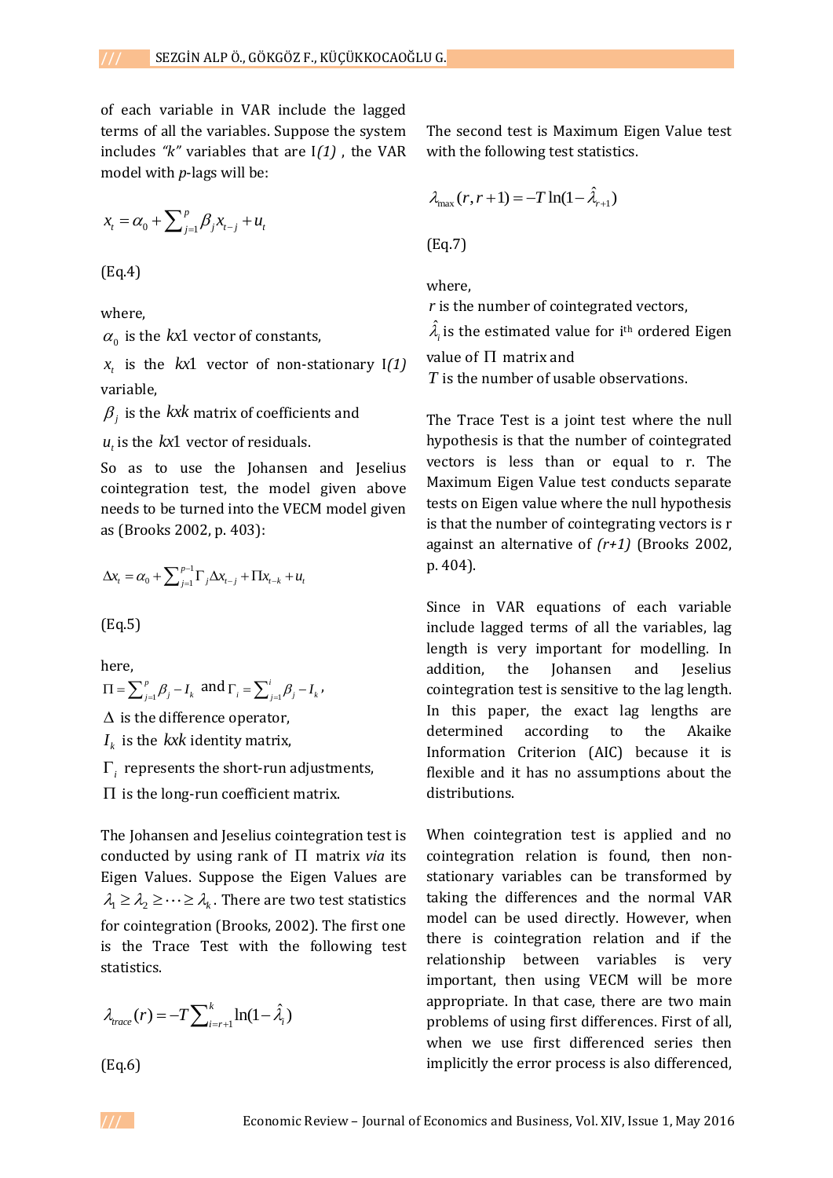of each variable in VAR include the lagged terms of all the variables. Suppose the system includes *"k"* variables that are I*(1)* , the VAR model with *p*-lags will be:

$$x_t = \alpha_0 + \sum_{j=1}^{p} \beta_j x_{t-j} + u_t$$

(Eq.4)

where,

$\alpha_0$ is the $kx1$ vector of constants,

$x_t$ is the $kx1$ vector of non-stationary I*(1)* variable,

$\beta_j$ is the $kxk$ matrix of coefficients and

$u_t$ is the $kx1$ vector of residuals.

So as to use the Johansen and Jeselius cointegration test, the model given above needs to be turned into the VECM model given as (Brooks 2002, p. 403):

$$\Delta x_t = \alpha_0 + \sum_{j=1}^{p-1} \Gamma_j \Delta x_{t-j} + \Pi x_{t-k} + u_t$$

(Eq.5)

here,

$\Pi = \sum_{j=1}^{p} \beta_j - I_k$ and $\Gamma_i = \sum_{j=1}^{i} \beta_j - I_k$,

$\Delta$ is the difference operator,

$I_k$ is the $kxk$ identity matrix,

$\Gamma_i$ represents the short-run adjustments,

$\Pi$ is the long-run coefficient matrix.

The Johansen and Jeselius cointegration test is conducted by using rank of $\Pi$ matrix *via* its Eigen Values. Suppose the Eigen Values are $\lambda_1 \geq \lambda_2 \geq \cdots \geq \lambda_k$. There are two test statistics for cointegration (Brooks, 2002). The first one is the Trace Test with the following test statistics.

$$\lambda_{trace}(r) = -T \sum_{i=r+1}^{k} \ln(1-\hat{\lambda}_i)$$

(Eq.6)

The second test is Maximum Eigen Value test with the following test statistics.

$$\lambda_{\max}(r, r+1) = -T \ln(1-\hat{\lambda}_{r+1})$$

(Eq.7)

where,

$r$ is the number of cointegrated vectors,

$\hat{\lambda}_i$ is the estimated value for i[th] ordered Eigen value of $\Pi$ matrix and

$T$ is the number of usable observations.

The Trace Test is a joint test where the null hypothesis is that the number of cointegrated vectors is less than or equal to r. The Maximum Eigen Value test conducts separate tests on Eigen value where the null hypothesis is that the number of cointegrating vectors is r against an alternative of *(r+1)* (Brooks 2002, p. 404).

Since in VAR equations of each variable include lagged terms of all the variables, lag length is very important for modelling. In addition, the Johansen and Jeselius cointegration test is sensitive to the lag length. In this paper, the exact lag lengths are determined according to the Akaike Information Criterion (AIC) because it is flexible and it has no assumptions about the distributions.

When cointegration test is applied and no cointegration relation is found, then non-stationary variables can be transformed by taking the differences and the normal VAR model can be used directly. However, when there is cointegration relation and if the relationship between variables is very important, then using VECM will be more appropriate. In that case, there are two main problems of using first differences. First of all, when we use first differenced series then implicitly the error process is also differenced,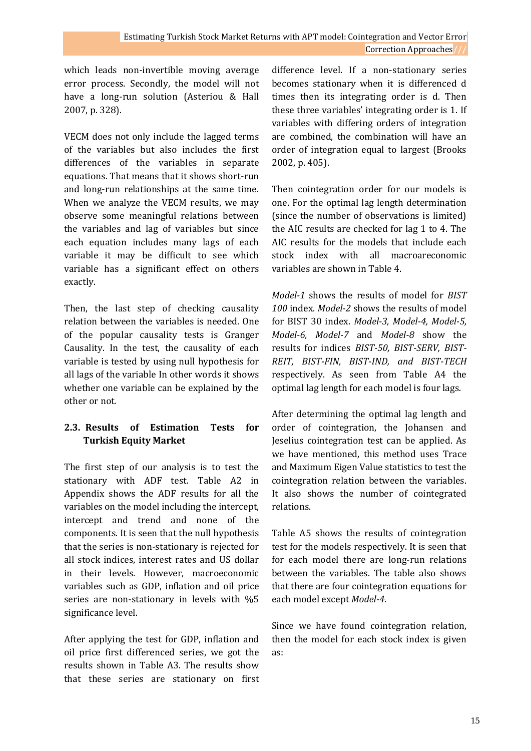which leads non-invertible moving average error process. Secondly, the model will not have a long-run solution (Asteriou & Hall 2007, p. 328).

VECM does not only include the lagged terms of the variables but also includes the first differences of the variables in separate equations. That means that it shows short-run and long-run relationships at the same time. When we analyze the VECM results, we may observe some meaningful relations between the variables and lag of variables but since each equation includes many lags of each variable it may be difficult to see which variable has a significant effect on others exactly.

Then, the last step of checking causality relation between the variables is needed. One of the popular causality tests is Granger Causality. In the test, the causality of each variable is tested by using null hypothesis for all lags of the variable In other words it shows whether one variable can be explained by the other or not.

### 2.3. Results of Estimation Tests for Turkish Equity Market

The first step of our analysis is to test the stationary with ADF test. Table A2 in Appendix shows the ADF results for all the variables on the model including the intercept, intercept and trend and none of the components. It is seen that the null hypothesis that the series is non-stationary is rejected for all stock indices, interest rates and US dollar in their levels. However, macroeconomic variables such as GDP, inflation and oil price series are non-stationary in levels with %5 significance level.

After applying the test for GDP, inflation and oil price first differenced series, we got the results shown in Table A3. The results show that these series are stationary on first difference level. If a non-stationary series becomes stationary when it is differenced d times then its integrating order is d. Then these three variables' integrating order is 1. If variables with differing orders of integration are combined, the combination will have an order of integration equal to largest (Brooks 2002, p. 405).

Then cointegration order for our models is one. For the optimal lag length determination (since the number of observations is limited) the AIC results are checked for lag 1 to 4. The AIC results for the models that include each stock index with all macroareconomic variables are shown in Table 4.

*Model-1* shows the results of model for *BIST 100* index. *Model-2* shows the results of model for BIST 30 index. *Model-3, Model-4, Model-5, Model-6, Model-7* and *Model-8* show the results for indices *BIST-50, BIST-SERV, BIST-REIT, BIST-FIN, BIST-IND, and BIST-TECH* respectively. As seen from Table A4 the optimal lag length for each model is four lags.

After determining the optimal lag length and order of cointegration, the Johansen and Jeselius cointegration test can be applied. As we have mentioned, this method uses Trace and Maximum Eigen Value statistics to test the cointegration relation between the variables. It also shows the number of cointegrated relations.

Table A5 shows the results of cointegration test for the models respectively. It is seen that for each model there are long-run relations between the variables. The table also shows that there are four cointegration equations for each model except *Model-4*.

Since we have found cointegration relation, then the model for each stock index is given as: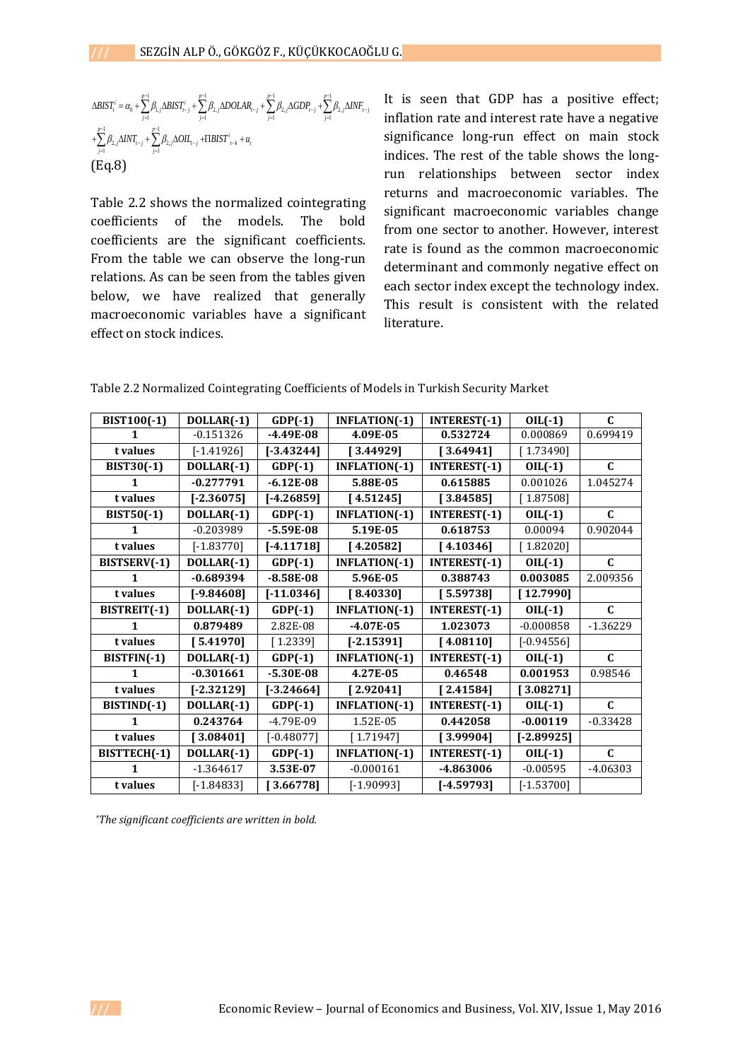$$\Delta BIST_t^i = \alpha_0 + \sum_{j=1}^{p-1} \beta_{1,j} \Delta BIST_{t-j}^i + \sum_{j=1}^{p-1} \beta_{2,j} \Delta DOLAR_{t-j} + \sum_{j=1}^{p-1} \beta_{2,j} \Delta GDP_{t-j} + \sum_{j=1}^{p-1} \beta_{2,j} \Delta INF_{t-j} + \sum_{j=1}^{p-1} \beta_{2,j} \Delta INT_{t-j} + \sum_{j=1}^{p-1} \beta_{2,j} \Delta OIL_{t-j} + \Pi BIST_{t-k}^i + u_t$$

(Eq.8)

Table 2.2 shows the normalized cointegrating coefficients of the models. The bold coefficients are the significant coefficients. From the table we can observe the long-run relations. As can be seen from the tables given below, we have realized that generally macroeconomic variables have a significant effect on stock indices.

It is seen that GDP has a positive effect; inflation rate and interest rate have a negative significance long-run effect on main stock indices. The rest of the table shows the long-run relationships between sector index returns and macroeconomic variables. The significant macroeconomic variables change from one sector to another. However, interest rate is found as the common macroeconomic determinant and commonly negative effect on each sector index except the technology index. This result is consistent with the related literature.

Table 2.2 Normalized Cointegrating Coefficients of Models in Turkish Security Market

| **BIST100(-1)** | **DOLLAR(-1)** | **GDP(-1)** | **INFLATION(-1)** | **INTEREST(-1)** | **OIL(-1)** | **C** |
|---|---|---|---|---|---|---|
| **1** | -0.151326 | **-4.49E-08** | **4.09E-05** | **0.532724** | 0.000869 | 0.699419 |
| **t values** | [-1.41926] | **[-3.43244]** | **[ 3.44929]** | **[ 3.64941]** | [ 1.73490] | |
| **BIST30(-1)** | **DOLLAR(-1)** | **GDP(-1)** | **INFLATION(-1)** | **INTEREST(-1)** | **OIL(-1)** | **C** |
| **1** | **-0.277791** | **-6.12E-08** | **5.88E-05** | **0.615885** | 0.001026 | 1.045274 |
| **t values** | **[-2.36075]** | **[-4.26859]** | **[ 4.51245]** | **[ 3.84585]** | [ 1.87508] | |
| **BIST50(-1)** | **DOLLAR(-1)** | **GDP(-1)** | **INFLATION(-1)** | **INTEREST(-1)** | **OIL(-1)** | **C** |
| **1** | -0.203989 | **-5.59E-08** | **5.19E-05** | **0.618753** | 0.00094 | 0.902044 |
| **t values** | [-1.83770] | **[-4.11718]** | **[ 4.20582]** | **[ 4.10346]** | [ 1.82020] | |
| **BISTSERV(-1)** | **DOLLAR(-1)** | **GDP(-1)** | **INFLATION(-1)** | **INTEREST(-1)** | **OIL(-1)** | **C** |
| **1** | **-0.689394** | **-8.58E-08** | **5.96E-05** | **0.388743** | **0.003085** | 2.009356 |
| **t values** | **[-9.84608]** | **[-11.0346]** | **[ 8.40330]** | **[ 5.59738]** | **[ 12.7990]** | |
| **BISTREIT(-1)** | **DOLLAR(-1)** | **GDP(-1)** | **INFLATION(-1)** | **INTEREST(-1)** | **OIL(-1)** | **C** |
| **1** | **0.879489** | 2.82E-08 | **-4.07E-05** | **1.023073** | -0.000858 | -1.36229 |
| **t values** | **[ 5.41970]** | [ 1.2339] | **[-2.15391]** | **[ 4.08110]** | [-0.94556] | |
| **BISTFIN(-1)** | **DOLLAR(-1)** | **GDP(-1)** | **INFLATION(-1)** | **INTEREST(-1)** | **OIL(-1)** | **C** |
| **1** | **-0.301661** | **-5.30E-08** | **4.27E-05** | **0.46548** | **0.001953** | 0.98546 |
| **t values** | **[-2.32129]** | **[-3.24664]** | **[ 2.92041]** | **[ 2.41584]** | **[ 3.08271]** | |
| **BISTIND(-1)** | **DOLLAR(-1)** | **GDP(-1)** | **INFLATION(-1)** | **INTEREST(-1)** | **OIL(-1)** | **C** |
| **1** | **0.243764** | -4.79E-09 | 1.52E-05 | **0.442058** | **-0.00119** | -0.33428 |
| **t values** | **[ 3.08401]** | [-0.48077] | [ 1.71947] | **[ 3.99904]** | **[-2.89925]** | |
| **BISTTECH(-1)** | **DOLLAR(-1)** | **GDP(-1)** | **INFLATION(-1)** | **INTEREST(-1)** | **OIL(-1)** | **C** |
| **1** | -1.364617 | **3.53E-07** | -0.000161 | **-4.863006** | -0.00595 | -4.06303 |
| **t values** | [-1.84833] | **[ 3.66778]** | [-1.90993] | **[-4.59793]** | [-1.53700] | |

*\*The significant coefficients are written in bold.*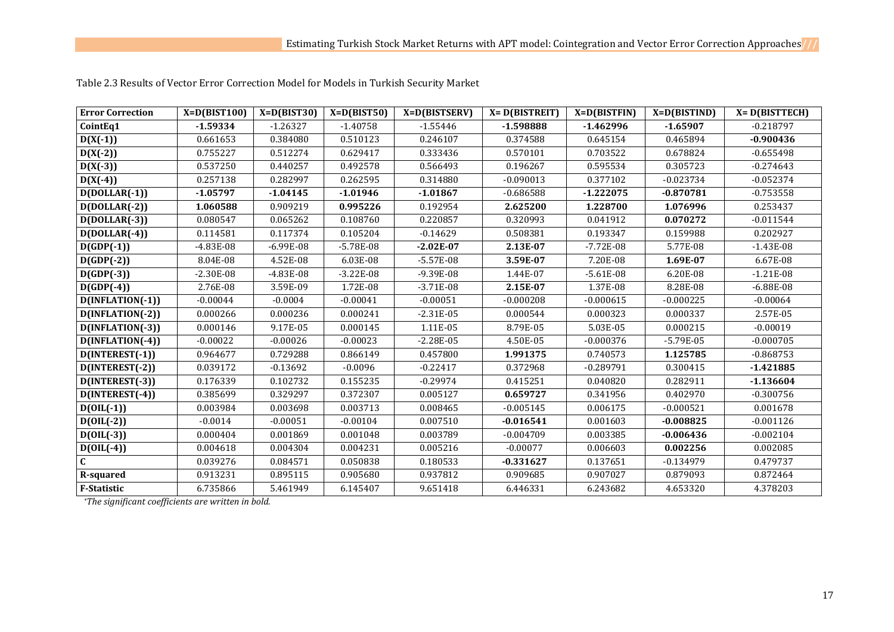Table 2.3 Results of Vector Error Correction Model for Models in Turkish Security Market

| Error Correction | X=D(BIST100) | X=D(BIST30) | X=D(BIST50) | X=D(BISTSERV) | X= D(BISTREIT) | X=D(BISTFIN) | X=D(BISTIND) | X= D(BISTTECH) |
|---|---|---|---|---|---|---|---|---|
| **CointEq1** | **-1.59334** | -1.26327 | -1.40758 | -1.55446 | **-1.598888** | **-1.462996** | **-1.65907** | -0.218797 |
| **D(X(-1))** | 0.661653 | 0.384080 | 0.510123 | 0.246107 | 0.374588 | 0.645154 | 0.465894 | **-0.900436** |
| **D(X(-2))** | 0.755227 | 0.512274 | 0.629417 | 0.333436 | 0.570101 | 0.703522 | 0.678824 | -0.655498 |
| **D(X(-3))** | 0.537250 | 0.440257 | 0.492578 | 0.566493 | 0.196267 | 0.595534 | 0.305723 | -0.274643 |
| **D(X(-4))** | 0.257138 | 0.282997 | 0.262595 | 0.314880 | -0.090013 | 0.377102 | -0.023734 | -0.052374 |
| **D(DOLLAR(-1))** | **-1.05797** | **-1.04145** | **-1.01946** | **-1.01867** | -0.686588 | **-1.222075** | **-0.870781** | -0.753558 |
| **D(DOLLAR(-2))** | **1.060588** | 0.909219 | **0.995226** | 0.192954 | **2.625200** | **1.228700** | **1.076996** | 0.253437 |
| **D(DOLLAR(-3))** | 0.080547 | 0.065262 | 0.108760 | 0.220857 | 0.320993 | 0.041912 | **0.070272** | -0.011544 |
| **D(DOLLAR(-4))** | 0.114581 | 0.117374 | 0.105204 | -0.14629 | 0.508381 | 0.193347 | 0.159988 | 0.202927 |
| **D(GDP(-1))** | -4.83E-08 | -6.99E-08 | -5.78E-08 | **-2.02E-07** | **2.13E-07** | -7.72E-08 | 5.77E-08 | -1.43E-08 |
| **D(GDP(-2))** | 8.04E-08 | 4.52E-08 | 6.03E-08 | -5.57E-08 | **3.59E-07** | 7.20E-08 | **1.69E-07** | 6.67E-08 |
| **D(GDP(-3))** | -2.30E-08 | -4.83E-08 | -3.22E-08 | -9.39E-08 | 1.44E-07 | -5.61E-08 | 6.20E-08 | -1.21E-08 |
| **D(GDP(-4))** | 2.76E-08 | 3.59E-09 | 1.72E-08 | -3.71E-08 | **2.15E-07** | 1.37E-08 | 8.28E-08 | -6.88E-08 |
| **D(INFLATION(-1))** | -0.00044 | -0.0004 | -0.00041 | -0.00051 | -0.000208 | -0.000615 | -0.000225 | -0.00064 |
| **D(INFLATION(-2))** | 0.000266 | 0.000236 | 0.000241 | -2.31E-05 | 0.000544 | 0.000323 | 0.000337 | 2.57E-05 |
| **D(INFLATION(-3))** | 0.000146 | 9.17E-05 | 0.000145 | 1.11E-05 | 8.79E-05 | 5.03E-05 | 0.000215 | -0.00019 |
| **D(INFLATION(-4))** | -0.00022 | -0.00026 | -0.00023 | -2.28E-05 | 4.50E-05 | -0.000376 | -5.79E-05 | -0.000705 |
| **D(INTEREST(-1))** | 0.964677 | 0.729288 | 0.866149 | 0.457800 | **1.991375** | 0.740573 | **1.125785** | -0.868753 |
| **D(INTEREST(-2))** | 0.039172 | -0.13692 | -0.0096 | -0.22417 | 0.372968 | -0.289791 | 0.300415 | **-1.421885** |
| **D(INTEREST(-3))** | 0.176339 | 0.102732 | 0.155235 | -0.29974 | 0.415251 | 0.040820 | 0.282911 | **-1.136604** |
| **D(INTEREST(-4))** | 0.385699 | 0.329297 | 0.372307 | 0.005127 | **0.659727** | 0.341956 | 0.402970 | -0.300756 |
| **D(OIL(-1))** | 0.003984 | 0.003698 | 0.003713 | 0.008465 | -0.005145 | 0.006175 | -0.000521 | 0.001678 |
| **D(OIL(-2))** | -0.0014 | -0.00051 | -0.00104 | 0.007510 | **-0.016541** | 0.001603 | **-0.008825** | -0.001126 |
| **D(OIL(-3))** | 0.000404 | 0.001869 | 0.001048 | 0.003789 | -0.004709 | 0.003385 | **-0.006436** | -0.002104 |
| **D(OIL(-4))** | 0.004618 | 0.004304 | 0.004231 | 0.005216 | -0.00077 | 0.006603 | **0.002256** | 0.002085 |
| **C** | 0.039276 | 0.084571 | 0.050838 | 0.180533 | **-0.331627** | 0.137651 | -0.134979 | 0.479737 |
| **R-squared** | 0.913231 | 0.895115 | 0.905680 | 0.937812 | 0.909685 | 0.907027 | 0.879093 | 0.872464 |
| **F-Statistic** | 6.735866 | 5.461949 | 6.145407 | 9.651418 | 6.446331 | 6.243682 | 4.653320 | 4.378203 |

*\*The significant coefficients are written in bold.*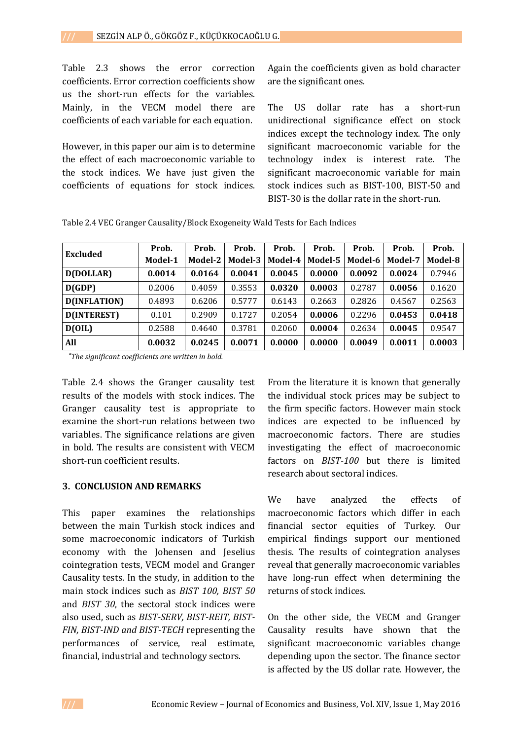Table 2.3 shows the error correction coefficients. Error correction coefficients show us the short-run effects for the variables. Mainly, in the VECM model there are coefficients of each variable for each equation.

However, in this paper our aim is to determine the effect of each macroeconomic variable to the stock indices. We have just given the coefficients of equations for stock indices. Again the coefficients given as bold character are the significant ones.

The US dollar rate has a short-run unidirectional significance effect on stock indices except the technology index. The only significant macroeconomic variable for the technology index is interest rate. The significant macroeconomic variable for main stock indices such as BIST-100, BIST-50 and BIST-30 is the dollar rate in the short-run.

Table 2.4 VEC Granger Causality/Block Exogeneity Wald Tests for Each Indices

| Excluded | Prob. Model-1 | Prob. Model-2 | Prob. Model-3 | Prob. Model-4 | Prob. Model-5 | Prob. Model-6 | Prob. Model-7 | Prob. Model-8 |
|---|---|---|---|---|---|---|---|---|
| **D(DOLLAR)** | **0.0014** | **0.0164** | **0.0041** | **0.0045** | **0.0000** | **0.0092** | **0.0024** | 0.7946 |
| **D(GDP)** | 0.2006 | 0.4059 | 0.3553 | **0.0320** | **0.0003** | 0.2787 | **0.0056** | 0.1620 |
| **D(INFLATION)** | 0.4893 | 0.6206 | 0.5777 | 0.6143 | 0.2663 | 0.2826 | 0.4567 | 0.2563 |
| **D(INTEREST)** | 0.101 | 0.2909 | 0.1727 | 0.2054 | **0.0006** | 0.2296 | **0.0453** | **0.0418** |
| **D(OIL)** | 0.2588 | 0.4640 | 0.3781 | 0.2060 | **0.0004** | 0.2634 | **0.0045** | 0.9547 |
| **All** | **0.0032** | **0.0245** | **0.0071** | **0.0000** | **0.0000** | **0.0049** | **0.0011** | **0.0003** |

*\*The significant coefficients are written in bold.*

Table 2.4 shows the Granger causality test results of the models with stock indices. The Granger causality test is appropriate to examine the short-run relations between two variables. The significance relations are given in bold. The results are consistent with VECM short-run coefficient results.

## 3. CONCLUSION AND REMARKS

This paper examines the relationships between the main Turkish stock indices and some macroeconomic indicators of Turkish economy with the Johensen and Jeselius cointegration tests, VECM model and Granger Causality tests. In the study, in addition to the main stock indices such as *BIST 100, BIST 50* and *BIST 30*, the sectoral stock indices were also used, such as *BIST-SERV, BIST-REIT, BIST-FIN, BIST-IND and BIST-TECH* representing the performances of service, real estimate, financial, industrial and technology sectors.

From the literature it is known that generally the individual stock prices may be subject to the firm specific factors. However main stock indices are expected to be influenced by macroeconomic factors. There are studies investigating the effect of macroeconomic factors on *BIST-100* but there is limited research about sectoral indices.

We have analyzed the effects of macroeconomic factors which differ in each financial sector equities of Turkey. Our empirical findings support our mentioned thesis. The results of cointegration analyses reveal that generally macroeconomic variables have long-run effect when determining the returns of stock indices.

On the other side, the VECM and Granger Causality results have shown that the significant macroeconomic variables change depending upon the sector. The finance sector is affected by the US dollar rate. However, the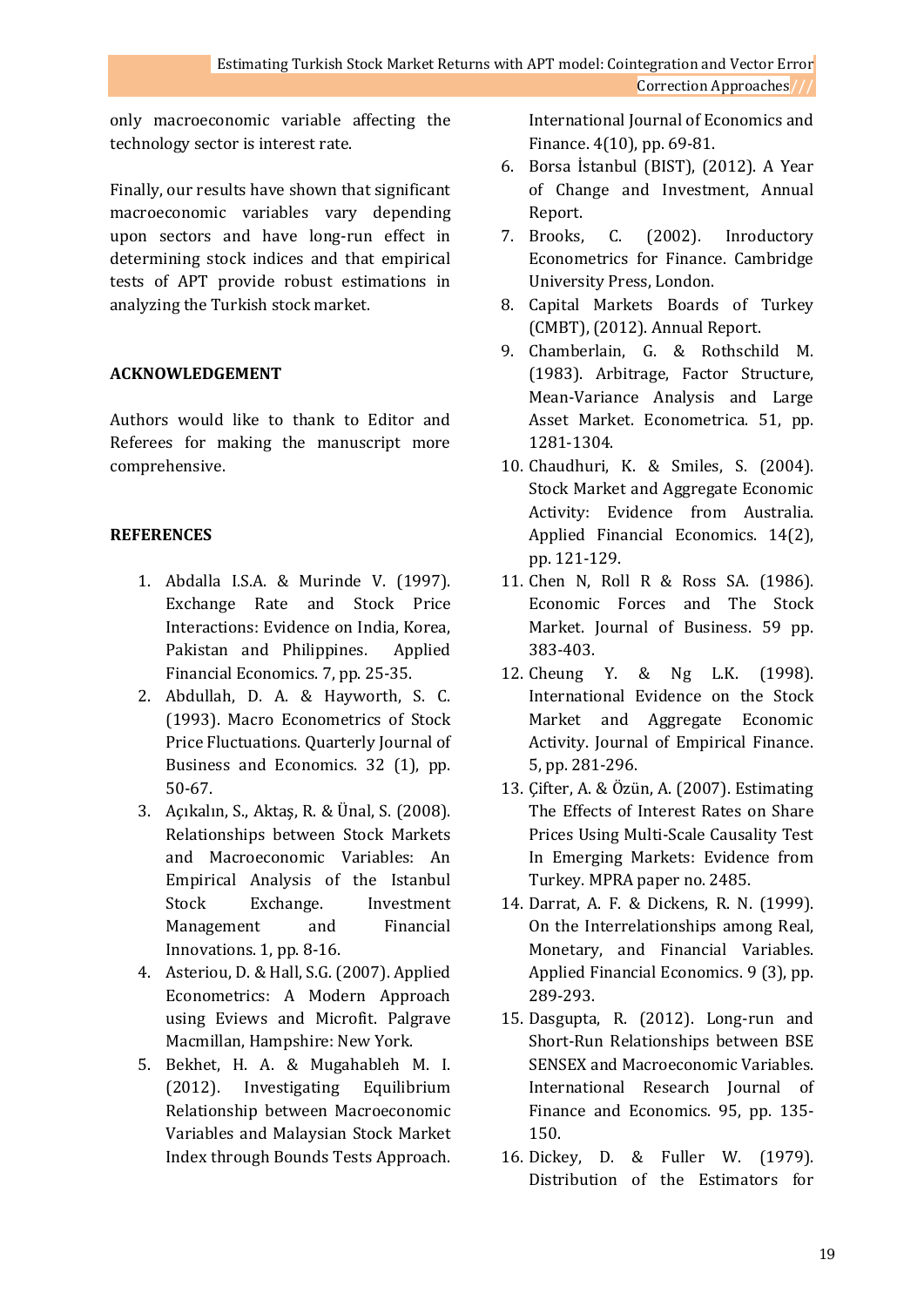only macroeconomic variable affecting the technology sector is interest rate.

Finally, our results have shown that significant macroeconomic variables vary depending upon sectors and have long-run effect in determining stock indices and that empirical tests of APT provide robust estimations in analyzing the Turkish stock market.

## ACKNOWLEDGEMENT

Authors would like to thank to Editor and Referees for making the manuscript more comprehensive.

## REFERENCES

1. Abdalla I.S.A. & Murinde V. (1997). Exchange Rate and Stock Price Interactions: Evidence on India, Korea, Pakistan and Philippines. Applied Financial Economics. 7, pp. 25-35.
2. Abdullah, D. A. & Hayworth, S. C. (1993). Macro Econometrics of Stock Price Fluctuations. Quarterly Journal of Business and Economics. 32 (1), pp. 50-67.
3. Açıkalın, S., Aktaş, R. & Ünal, S. (2008). Relationships between Stock Markets and Macroeconomic Variables: An Empirical Analysis of the Istanbul Stock Exchange. Investment Management and Financial Innovations. 1, pp. 8-16.
4. Asteriou, D. & Hall, S.G. (2007). Applied Econometrics: A Modern Approach using Eviews and Microfit. Palgrave Macmillan, Hampshire: New York.
5. Bekhet, H. A. & Mugahableh M. I. (2012). Investigating Equilibrium Relationship between Macroeconomic Variables and Malaysian Stock Market Index through Bounds Tests Approach. International Journal of Economics and Finance. 4(10), pp. 69-81.
6. Borsa İstanbul (BIST), (2012). A Year of Change and Investment, Annual Report.
7. Brooks, C. (2002). Inroductory Econometrics for Finance. Cambridge University Press, London.
8. Capital Markets Boards of Turkey (CMBT), (2012). Annual Report.
9. Chamberlain, G. & Rothschild M. (1983). Arbitrage, Factor Structure, Mean-Variance Analysis and Large Asset Market. Econometrica. 51, pp. 1281-1304.
10. Chaudhuri, K. & Smiles, S. (2004). Stock Market and Aggregate Economic Activity: Evidence from Australia. Applied Financial Economics. 14(2), pp. 121-129.
11. Chen N, Roll R & Ross SA. (1986). Economic Forces and The Stock Market. Journal of Business. 59 pp. 383-403.
12. Cheung Y. & Ng L.K. (1998). International Evidence on the Stock Market and Aggregate Economic Activity. Journal of Empirical Finance. 5, pp. 281-296.
13. Çifter, A. & Özün, A. (2007). Estimating The Effects of Interest Rates on Share Prices Using Multi-Scale Causality Test In Emerging Markets: Evidence from Turkey. MPRA paper no. 2485.
14. Darrat, A. F. & Dickens, R. N. (1999). On the Interrelationships among Real, Monetary, and Financial Variables. Applied Financial Economics. 9 (3), pp. 289-293.
15. Dasgupta, R. (2012). Long-run and Short-Run Relationships between BSE SENSEX and Macroeconomic Variables. International Research Journal of Finance and Economics. 95, pp. 135-150.
16. Dickey, D. & Fuller W. (1979). Distribution of the Estimators for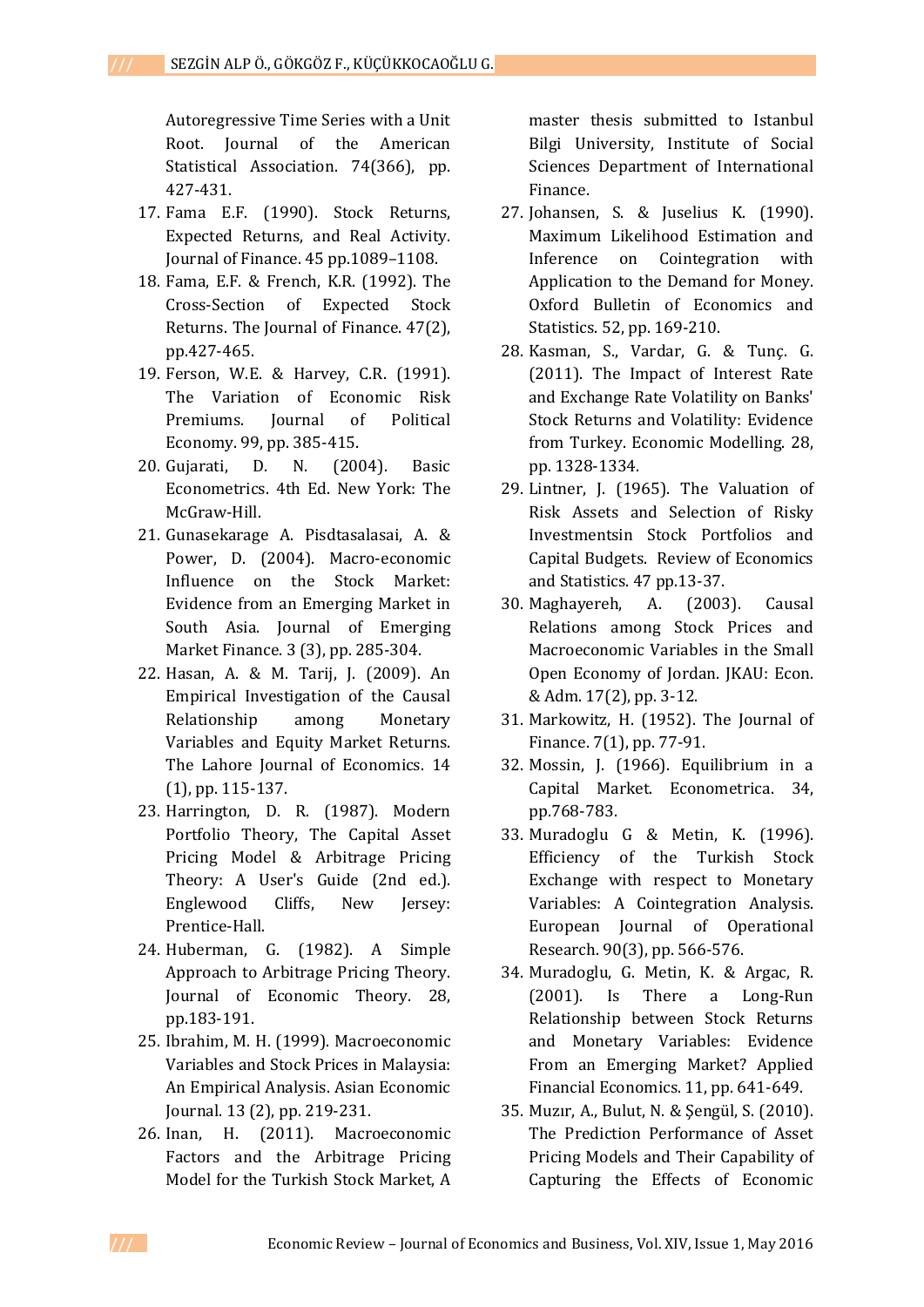Autoregressive Time Series with a Unit Root. Journal of the American Statistical Association. 74(366), pp. 427-431.

17. Fama E.F. (1990). Stock Returns, Expected Returns, and Real Activity. Journal of Finance. 45 pp.1089–1108.
18. Fama, E.F. & French, K.R. (1992). The Cross-Section of Expected Stock Returns. The Journal of Finance. 47(2), pp.427-465.
19. Ferson, W.E. & Harvey, C.R. (1991). The Variation of Economic Risk Premiums. Journal of Political Economy. 99, pp. 385-415.
20. Gujarati, D. N. (2004). Basic Econometrics. 4th Ed. New York: The McGraw-Hill.
21. Gunasekarage A. Pisdtasalasai, A. & Power, D. (2004). Macro-economic Influence on the Stock Market: Evidence from an Emerging Market in South Asia. Journal of Emerging Market Finance. 3 (3), pp. 285-304.
22. Hasan, A. & M. Tarij, J. (2009). An Empirical Investigation of the Causal Relationship among Monetary Variables and Equity Market Returns. The Lahore Journal of Economics. 14 (1), pp. 115-137.
23. Harrington, D. R. (1987). Modern Portfolio Theory, The Capital Asset Pricing Model & Arbitrage Pricing Theory: A User's Guide (2nd ed.). Englewood Cliffs, New Jersey: Prentice-Hall.
24. Huberman, G. (1982). A Simple Approach to Arbitrage Pricing Theory. Journal of Economic Theory. 28, pp.183-191.
25. Ibrahim, M. H. (1999). Macroeconomic Variables and Stock Prices in Malaysia: An Empirical Analysis. Asian Economic Journal. 13 (2), pp. 219-231.
26. Inan, H. (2011). Macroeconomic Factors and the Arbitrage Pricing Model for the Turkish Stock Market, A master thesis submitted to Istanbul Bilgi University, Institute of Social Sciences Department of International Finance.
27. Johansen, S. & Juselius K. (1990). Maximum Likelihood Estimation and Inference on Cointegration with Application to the Demand for Money. Oxford Bulletin of Economics and Statistics. 52, pp. 169-210.
28. Kasman, S., Vardar, G. & Tunç. G. (2011). The Impact of Interest Rate and Exchange Rate Volatility on Banks' Stock Returns and Volatility: Evidence from Turkey. Economic Modelling. 28, pp. 1328-1334.
29. Lintner, J. (1965). The Valuation of Risk Assets and Selection of Risky Investmentsin Stock Portfolios and Capital Budgets. Review of Economics and Statistics. 47 pp.13-37.
30. Maghayereh, A. (2003). Causal Relations among Stock Prices and Macroeconomic Variables in the Small Open Economy of Jordan. JKAU: Econ. & Adm. 17(2), pp. 3-12.
31. Markowitz, H. (1952). The Journal of Finance. 7(1), pp. 77-91.
32. Mossin, J. (1966). Equilibrium in a Capital Market. Econometrica. 34, pp.768-783.
33. Muradoglu G & Metin, K. (1996). Efficiency of the Turkish Stock Exchange with respect to Monetary Variables: A Cointegration Analysis. European Journal of Operational Research. 90(3), pp. 566-576.
34. Muradoglu, G. Metin, K. & Argac, R. (2001). Is There a Long-Run Relationship between Stock Returns and Monetary Variables: Evidence From an Emerging Market? Applied Financial Economics. 11, pp. 641-649.
35. Muzır, A., Bulut, N. & Şengül, S. (2010). The Prediction Performance of Asset Pricing Models and Their Capability of Capturing the Effects of Economic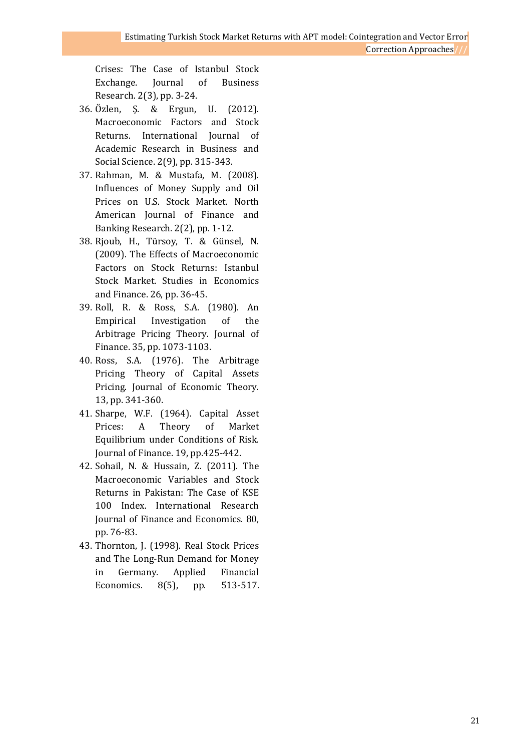Crises: The Case of Istanbul Stock Exchange. Journal of Business Research. 2(3), pp. 3-24.

36. Özlen, Ş. & Ergun, U. (2012). Macroeconomic Factors and Stock Returns. International Journal of Academic Research in Business and Social Science. 2(9), pp. 315-343.
37. Rahman, M. & Mustafa, M. (2008). Influences of Money Supply and Oil Prices on U.S. Stock Market. North American Journal of Finance and Banking Research. 2(2), pp. 1-12.
38. Rjoub, H., Türsoy, T. & Günsel, N. (2009). The Effects of Macroeconomic Factors on Stock Returns: Istanbul Stock Market. Studies in Economics and Finance. 26, pp. 36-45.
39. Roll, R. & Ross, S.A. (1980). An Empirical Investigation of the Arbitrage Pricing Theory. Journal of Finance. 35, pp. 1073-1103.
40. Ross, S.A. (1976). The Arbitrage Pricing Theory of Capital Assets Pricing. Journal of Economic Theory. 13, pp. 341-360.
41. Sharpe, W.F. (1964). Capital Asset Prices: A Theory of Market Equilibrium under Conditions of Risk. Journal of Finance. 19, pp.425-442.
42. Sohail, N. & Hussain, Z. (2011). The Macroeconomic Variables and Stock Returns in Pakistan: The Case of KSE 100 Index. International Research Journal of Finance and Economics. 80, pp. 76-83.
43. Thornton, J. (1998). Real Stock Prices and The Long-Run Demand for Money in Germany. Applied Financial Economics. 8(5), pp. 513-517.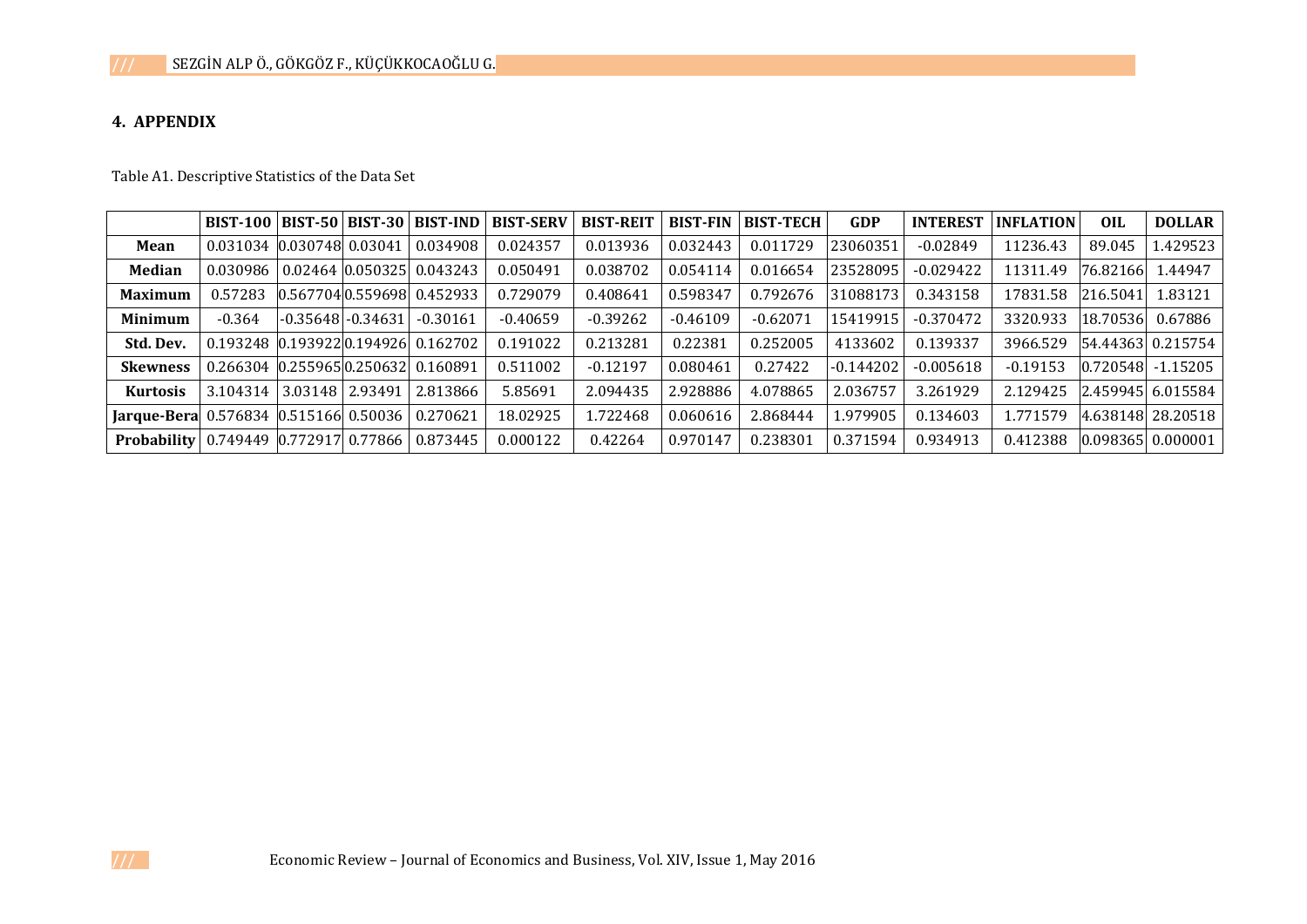## 4. APPENDIX

Table A1. Descriptive Statistics of the Data Set

| | BIST-100 | BIST-50 | BIST-30 | BIST-IND | BIST-SERV | BIST-REIT | BIST-FIN | BIST-TECH | GDP | INTEREST | INFLATION | OIL | DOLLAR |
|---|---|---|---|---|---|---|---|---|---|---|---|---|---|
| **Mean** | 0.031034 | 0.030748 | 0.03041 | 0.034908 | 0.024357 | 0.013936 | 0.032443 | 0.011729 | 23060351 | -0.02849 | 11236.43 | 89.045 | 1.429523 |
| **Median** | 0.030986 | 0.02464 | 0.050325 | 0.043243 | 0.050491 | 0.038702 | 0.054114 | 0.016654 | 23528095 | -0.029422 | 11311.49 | 76.82166 | 1.44947 |
| **Maximum** | 0.57283 | 0.567704 | 0.559698 | 0.452933 | 0.729079 | 0.408641 | 0.598347 | 0.792676 | 31088173 | 0.343158 | 17831.58 | 216.5041 | 1.83121 |
| **Minimum** | -0.364 | -0.35648 | -0.34631 | -0.30161 | -0.40659 | -0.39262 | -0.46109 | -0.62071 | 15419915 | -0.370472 | 3320.933 | 18.70536 | 0.67886 |
| **Std. Dev.** | 0.193248 | 0.193922 | 0.194926 | 0.162702 | 0.191022 | 0.213281 | 0.22381 | 0.252005 | 4133602 | 0.139337 | 3966.529 | 54.44363 | 0.215754 |
| **Skewness** | 0.266304 | 0.255965 | 0.250632 | 0.160891 | 0.511002 | -0.12197 | 0.080461 | 0.27422 | -0.144202 | -0.005618 | -0.19153 | 0.720548 | -1.15205 |
| **Kurtosis** | 3.104314 | 3.03148 | 2.93491 | 2.813866 | 5.85691 | 2.094435 | 2.928886 | 4.078865 | 2.036757 | 3.261929 | 2.129425 | 2.459945 | 6.015584 |
| **Jarque-Bera** | 0.576834 | 0.515166 | 0.50036 | 0.270621 | 18.02925 | 1.722468 | 0.060616 | 2.868444 | 1.979905 | 0.134603 | 1.771579 | 4.638148 | 28.20518 |
| **Probability** | 0.749449 | 0.772917 | 0.77866 | 0.873445 | 0.000122 | 0.42264 | 0.970147 | 0.238301 | 0.371594 | 0.934913 | 0.412388 | 0.098365 | 0.000001 |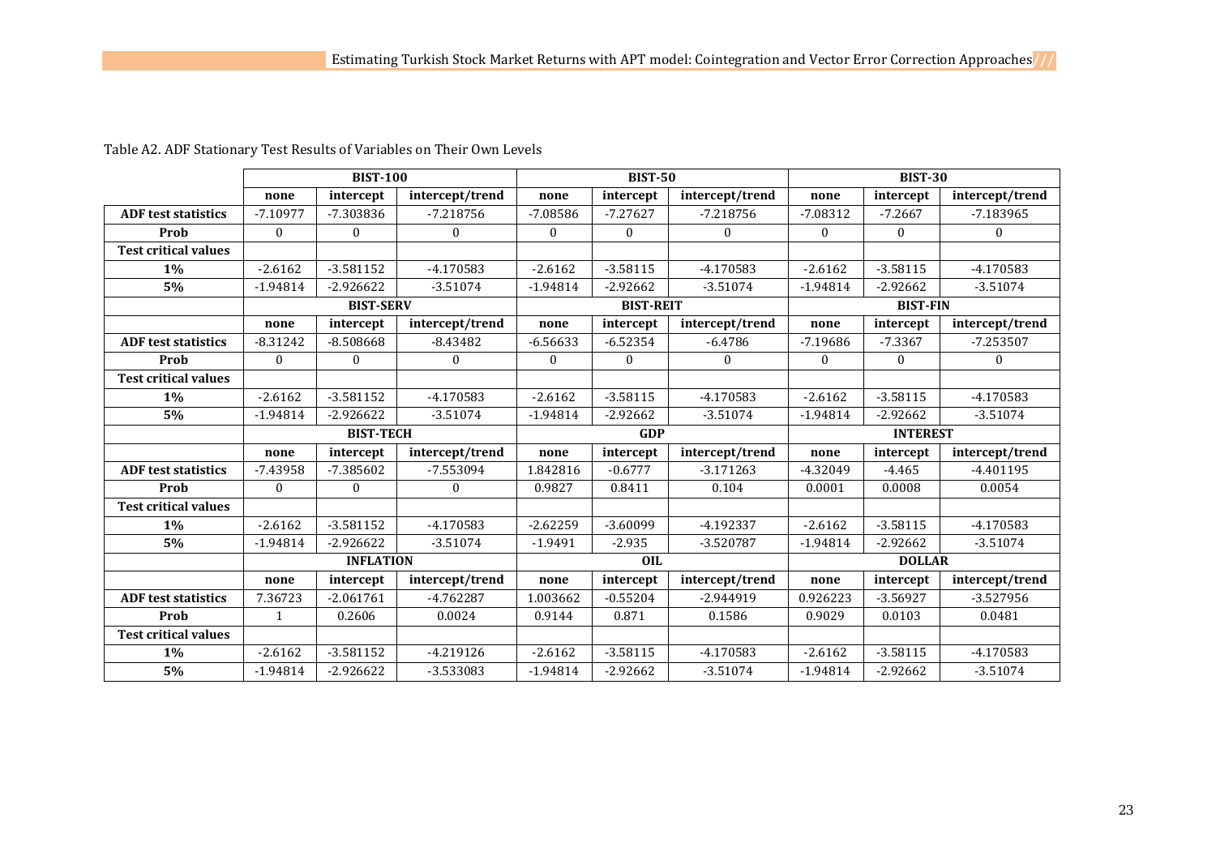Table A2. ADF Stationary Test Results of Variables on Their Own Levels

| | BIST-100 | | | BIST-50 | | | BIST-30 | | |
|---|---|---|---|---|---|---|---|---|---|
| | **none** | **intercept** | **intercept/trend** | **none** | **intercept** | **intercept/trend** | **none** | **intercept** | **intercept/trend** |
| **ADF test statistics** | -7.10977 | -7.303836 | -7.218756 | -7.08586 | -7.27627 | -7.218756 | -7.08312 | -7.2667 | -7.183965 |
| **Prob** | 0 | 0 | 0 | 0 | 0 | 0 | 0 | 0 | 0 |
| **Test critical values** | | | | | | | | | |
| **1%** | -2.6162 | -3.581152 | -4.170583 | -2.6162 | -3.58115 | -4.170583 | -2.6162 | -3.58115 | -4.170583 |
| **5%** | -1.94814 | -2.926622 | -3.51074 | -1.94814 | -2.92662 | -3.51074 | -1.94814 | -2.92662 | -3.51074 |
| | **BIST-SERV** | | | **BIST-REIT** | | | **BIST-FIN** | | |
| | **none** | **intercept** | **intercept/trend** | **none** | **intercept** | **intercept/trend** | **none** | **intercept** | **intercept/trend** |
| **ADF test statistics** | -8.31242 | -8.508668 | -8.43482 | -6.56633 | -6.52354 | -6.4786 | -7.19686 | -7.3367 | -7.253507 |
| **Prob** | 0 | 0 | 0 | 0 | 0 | 0 | 0 | 0 | 0 |
| **Test critical values** | | | | | | | | | |
| **1%** | -2.6162 | -3.581152 | -4.170583 | -2.6162 | -3.58115 | -4.170583 | -2.6162 | -3.58115 | -4.170583 |
| **5%** | -1.94814 | -2.926622 | -3.51074 | -1.94814 | -2.92662 | -3.51074 | -1.94814 | -2.92662 | -3.51074 |
| | **BIST-TECH** | | | **GDP** | | | **INTEREST** | | |
| | **none** | **intercept** | **intercept/trend** | **none** | **intercept** | **intercept/trend** | **none** | **intercept** | **intercept/trend** |
| **ADF test statistics** | -7.43958 | -7.385602 | -7.553094 | 1.842816 | -0.6777 | -3.171263 | -4.32049 | -4.465 | -4.401195 |
| **Prob** | 0 | 0 | 0 | 0.9827 | 0.8411 | 0.104 | 0.0001 | 0.0008 | 0.0054 |
| **Test critical values** | | | | | | | | | |
| **1%** | -2.6162 | -3.581152 | -4.170583 | -2.62259 | -3.60099 | -4.192337 | -2.6162 | -3.58115 | -4.170583 |
| **5%** | -1.94814 | -2.926622 | -3.51074 | -1.9491 | -2.935 | -3.520787 | -1.94814 | -2.92662 | -3.51074 |
| | **INFLATION** | | | **OIL** | | | **DOLLAR** | | |
| | **none** | **intercept** | **intercept/trend** | **none** | **intercept** | **intercept/trend** | **none** | **intercept** | **intercept/trend** |
| **ADF test statistics** | 7.36723 | -2.061761 | -4.762287 | 1.003662 | -0.55204 | -2.944919 | 0.926223 | -3.56927 | -3.527956 |
| **Prob** | 1 | 0.2606 | 0.0024 | 0.9144 | 0.871 | 0.1586 | 0.9029 | 0.0103 | 0.0481 |
| **Test critical values** | | | | | | | | | |
| **1%** | -2.6162 | -3.581152 | -4.219126 | -2.6162 | -3.58115 | -4.170583 | -2.6162 | -3.58115 | -4.170583 |
| **5%** | -1.94814 | -2.926622 | -3.533083 | -1.94814 | -2.92662 | -3.51074 | -1.94814 | -2.92662 | -3.51074 |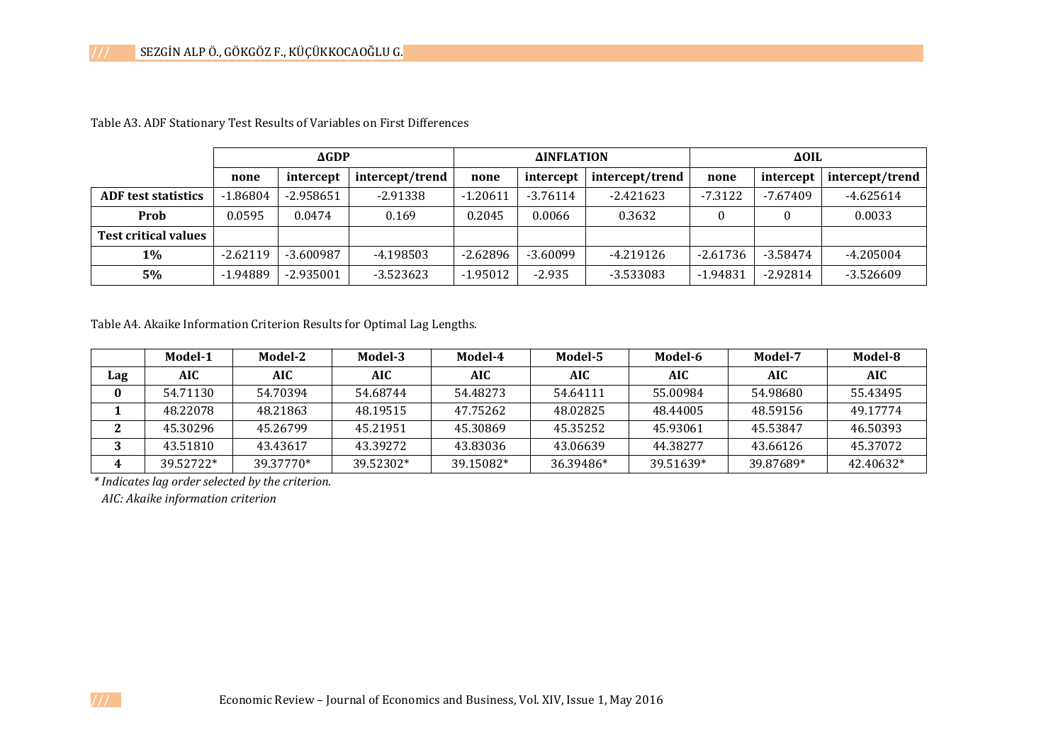Table A3. ADF Stationary Test Results of Variables on First Differences

| | ΔGDP | | | ΔINFLATION | | | ΔOIL | | |
|---|---|---|---|---|---|---|---|---|---|
| | none | intercept | intercept/trend | none | intercept | intercept/trend | none | intercept | intercept/trend |
| **ADF test statistics** | -1.86804 | -2.958651 | -2.91338 | -1.20611 | -3.76114 | -2.421623 | -7.3122 | -7.67409 | -4.625614 |
| **Prob** | 0.0595 | 0.0474 | 0.169 | 0.2045 | 0.0066 | 0.3632 | 0 | 0 | 0.0033 |
| **Test critical values** | | | | | | | | | |
| **1%** | -2.62119 | -3.600987 | -4.198503 | -2.62896 | -3.60099 | -4.219126 | -2.61736 | -3.58474 | -4.205004 |
| **5%** | -1.94889 | -2.935001 | -3.523623 | -1.95012 | -2.935 | -3.533083 | -1.94831 | -2.92814 | -3.526609 |

Table A4. Akaike Information Criterion Results for Optimal Lag Lengths.

| | Model-1 | Model-2 | Model-3 | Model-4 | Model-5 | Model-6 | Model-7 | Model-8 |
|---|---|---|---|---|---|---|---|---|
| **Lag** | **AIC** | **AIC** | **AIC** | **AIC** | **AIC** | **AIC** | **AIC** | **AIC** |
| **0** | 54.71130 | 54.70394 | 54.68744 | 54.48273 | 54.64111 | 55.00984 | 54.98680 | 55.43495 |
| **1** | 48.22078 | 48.21863 | 48.19515 | 47.75262 | 48.02825 | 48.44005 | 48.59156 | 49.17774 |
| **2** | 45.30296 | 45.26799 | 45.21951 | 45.30869 | 45.35252 | 45.93061 | 45.53847 | 46.50393 |
| **3** | 43.51810 | 43.43617 | 43.39272 | 43.83036 | 43.06639 | 44.38277 | 43.66126 | 45.37072 |
| **4** | 39.52722* | 39.37770* | 39.52302* | 39.15082* | 36.39486* | 39.51639* | 39.87689* | 42.40632* |

*\* Indicates lag order selected by the criterion.*

*AIC: Akaike information criterion*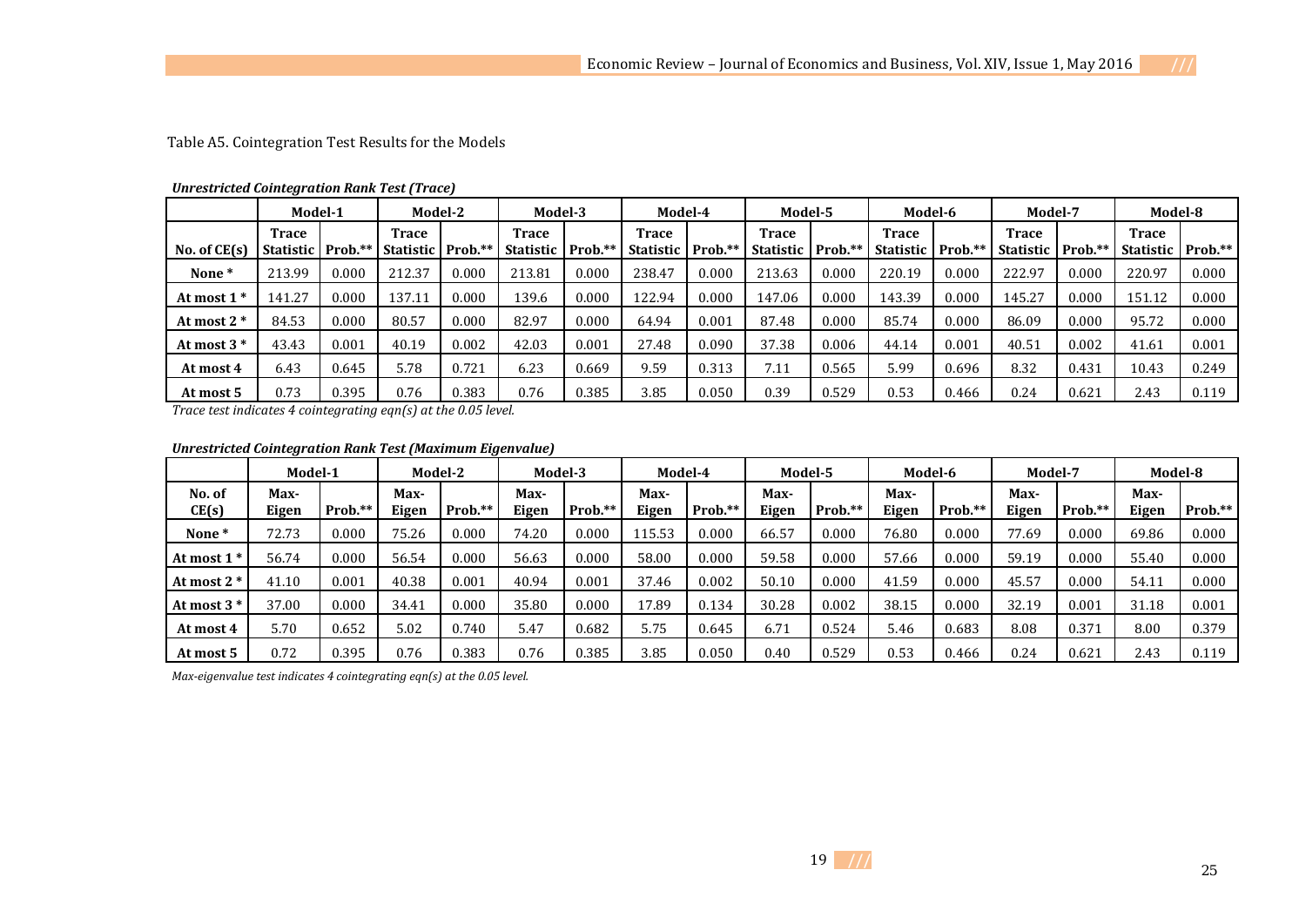Table A5. Cointegration Test Results for the Models

***Unrestricted Cointegration Rank Test (Trace)***

| | Model-1 | | Model-2 | | Model-3 | | Model-4 | | Model-5 | | Model-6 | | Model-7 | | Model-8 | |
|---|---|---|---|---|---|---|---|---|---|---|---|---|---|---|---|---|
| **No. of CE(s)** | **Trace Statistic** | **Prob.\*\*** | **Trace Statistic** | **Prob.\*\*** | **Trace Statistic** | **Prob.\*\*** | **Trace Statistic** | **Prob.\*\*** | **Trace Statistic** | **Prob.\*\*** | **Trace Statistic** | **Prob.\*\*** | **Trace Statistic** | **Prob.\*\*** | **Trace Statistic** | **Prob.\*\*** |
| **None \*** | 213.99 | 0.000 | 212.37 | 0.000 | 213.81 | 0.000 | 238.47 | 0.000 | 213.63 | 0.000 | 220.19 | 0.000 | 222.97 | 0.000 | 220.97 | 0.000 |
| **At most 1 \*** | 141.27 | 0.000 | 137.11 | 0.000 | 139.6 | 0.000 | 122.94 | 0.000 | 147.06 | 0.000 | 143.39 | 0.000 | 145.27 | 0.000 | 151.12 | 0.000 |
| **At most 2 \*** | 84.53 | 0.000 | 80.57 | 0.000 | 82.97 | 0.000 | 64.94 | 0.001 | 87.48 | 0.000 | 85.74 | 0.000 | 86.09 | 0.000 | 95.72 | 0.000 |
| **At most 3 \*** | 43.43 | 0.001 | 40.19 | 0.002 | 42.03 | 0.001 | 27.48 | 0.090 | 37.38 | 0.006 | 44.14 | 0.001 | 40.51 | 0.002 | 41.61 | 0.001 |
| **At most 4** | 6.43 | 0.645 | 5.78 | 0.721 | 6.23 | 0.669 | 9.59 | 0.313 | 7.11 | 0.565 | 5.99 | 0.696 | 8.32 | 0.431 | 10.43 | 0.249 |
| **At most 5** | 0.73 | 0.395 | 0.76 | 0.383 | 0.76 | 0.385 | 3.85 | 0.050 | 0.39 | 0.529 | 0.53 | 0.466 | 0.24 | 0.621 | 2.43 | 0.119 |

*Trace test indicates 4 cointegrating eqn(s) at the 0.05 level.*

***Unrestricted Cointegration Rank Test (Maximum Eigenvalue)***

| | Model-1 | | Model-2 | | Model-3 | | Model-4 | | Model-5 | | Model-6 | | Model-7 | | Model-8 | |
|---|---|---|---|---|---|---|---|---|---|---|---|---|---|---|---|---|
| **No. of CE(s)** | **Max-Eigen** | **Prob.\*\*** | **Max-Eigen** | **Prob.\*\*** | **Max-Eigen** | **Prob.\*\*** | **Max-Eigen** | **Prob.\*\*** | **Max-Eigen** | **Prob.\*\*** | **Max-Eigen** | **Prob.\*\*** | **Max-Eigen** | **Prob.\*\*** | **Max-Eigen** | **Prob.\*\*** |
| **None \*** | 72.73 | 0.000 | 75.26 | 0.000 | 74.20 | 0.000 | 115.53 | 0.000 | 66.57 | 0.000 | 76.80 | 0.000 | 77.69 | 0.000 | 69.86 | 0.000 |
| **At most 1 \*** | 56.74 | 0.000 | 56.54 | 0.000 | 56.63 | 0.000 | 58.00 | 0.000 | 59.58 | 0.000 | 57.66 | 0.000 | 59.19 | 0.000 | 55.40 | 0.000 |
| **At most 2 \*** | 41.10 | 0.001 | 40.38 | 0.001 | 40.94 | 0.001 | 37.46 | 0.002 | 50.10 | 0.000 | 41.59 | 0.000 | 45.57 | 0.000 | 54.11 | 0.000 |
| **At most 3 \*** | 37.00 | 0.000 | 34.41 | 0.000 | 35.80 | 0.000 | 17.89 | 0.134 | 30.28 | 0.002 | 38.15 | 0.000 | 32.19 | 0.001 | 31.18 | 0.001 |
| **At most 4** | 5.70 | 0.652 | 5.02 | 0.740 | 5.47 | 0.682 | 5.75 | 0.645 | 6.71 | 0.524 | 5.46 | 0.683 | 8.08 | 0.371 | 8.00 | 0.379 |
| **At most 5** | 0.72 | 0.395 | 0.76 | 0.383 | 0.76 | 0.385 | 3.85 | 0.050 | 0.40 | 0.529 | 0.53 | 0.466 | 0.24 | 0.621 | 2.43 | 0.119 |

*Max-eigenvalue test indicates 4 cointegrating eqn(s) at the 0.05 level.*